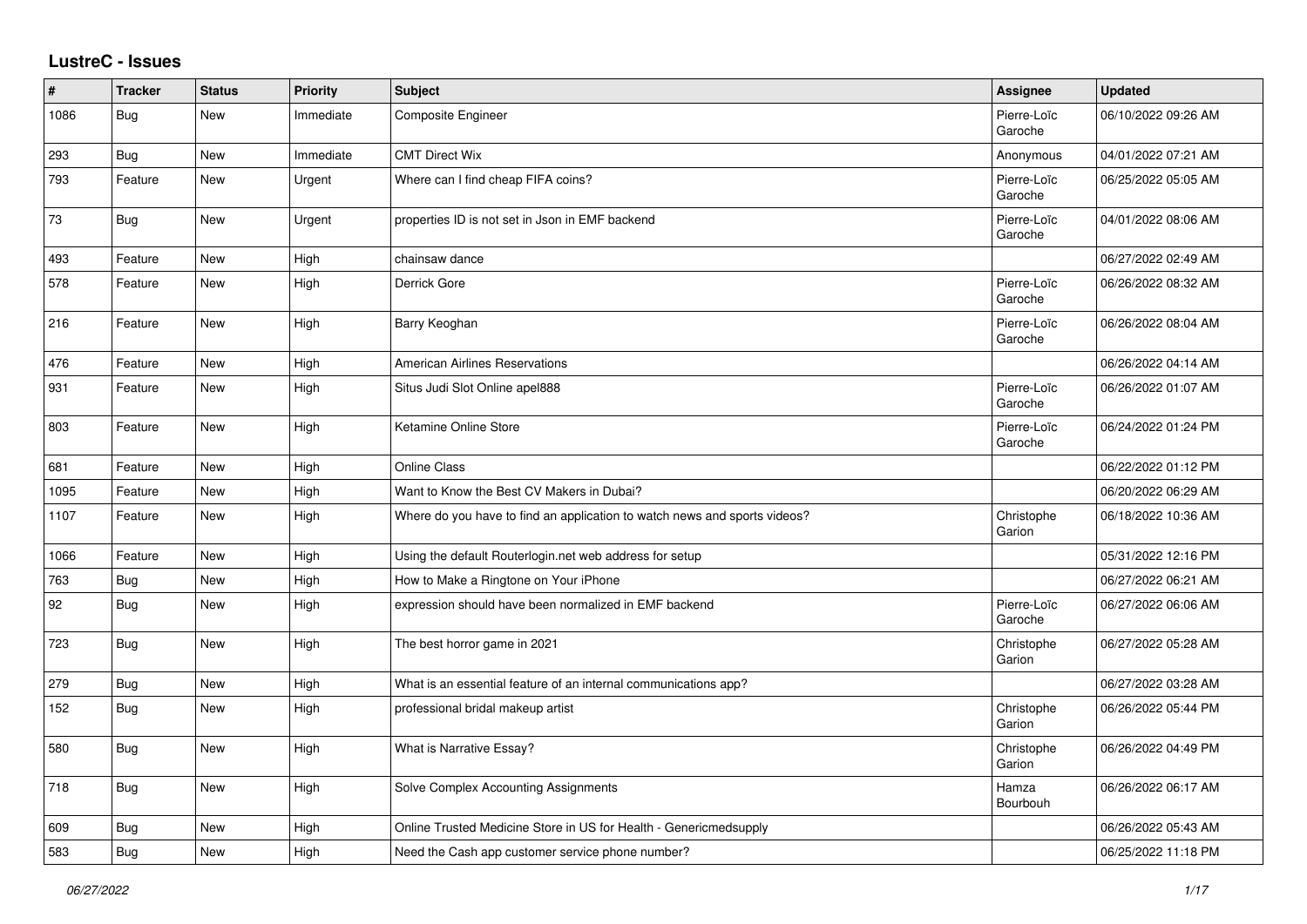# LustreC - Issues

| # | Tracker | Status | Priority | Subject | Assignee | Updated |
|---|---|---|---|---|---|---|
| 1086 | Bug | New | Immediate | Composite Engineer | Pierre-Loïc Garoche | 06/10/2022 09:26 AM |
| 293 | Bug | New | Immediate | CMT Direct Wix | Anonymous | 04/01/2022 07:21 AM |
| 793 | Feature | New | Urgent | Where can I find cheap FIFA coins? | Pierre-Loïc Garoche | 06/25/2022 05:05 AM |
| 73 | Bug | New | Urgent | properties ID is not set in Json in EMF backend | Pierre-Loïc Garoche | 04/01/2022 08:06 AM |
| 493 | Feature | New | High | chainsaw dance | | 06/27/2022 02:49 AM |
| 578 | Feature | New | High | Derrick Gore | Pierre-Loïc Garoche | 06/26/2022 08:32 AM |
| 216 | Feature | New | High | Barry Keoghan | Pierre-Loïc Garoche | 06/26/2022 08:04 AM |
| 476 | Feature | New | High | American Airlines Reservations | | 06/26/2022 04:14 AM |
| 931 | Feature | New | High | Situs Judi Slot Online apel888 | Pierre-Loïc Garoche | 06/26/2022 01:07 AM |
| 803 | Feature | New | High | Ketamine Online Store | Pierre-Loïc Garoche | 06/24/2022 01:24 PM |
| 681 | Feature | New | High | Online Class | | 06/22/2022 01:12 PM |
| 1095 | Feature | New | High | Want to Know the Best CV Makers in Dubai? | | 06/20/2022 06:29 AM |
| 1107 | Feature | New | High | Where do you have to find an application to watch news and sports videos? | Christophe Garion | 06/18/2022 10:36 AM |
| 1066 | Feature | New | High | Using the default Routerlogin.net web address for setup | | 05/31/2022 12:16 PM |
| 763 | Bug | New | High | How to Make a Ringtone on Your iPhone | | 06/27/2022 06:21 AM |
| 92 | Bug | New | High | expression should have been normalized in EMF backend | Pierre-Loïc Garoche | 06/27/2022 06:06 AM |
| 723 | Bug | New | High | The best horror game in 2021 | Christophe Garion | 06/27/2022 05:28 AM |
| 279 | Bug | New | High | What is an essential feature of an internal communications app? | | 06/27/2022 03:28 AM |
| 152 | Bug | New | High | professional bridal makeup artist | Christophe Garion | 06/26/2022 05:44 PM |
| 580 | Bug | New | High | What is Narrative Essay? | Christophe Garion | 06/26/2022 04:49 PM |
| 718 | Bug | New | High | Solve Complex Accounting Assignments | Hamza Bourbouh | 06/26/2022 06:17 AM |
| 609 | Bug | New | High | Online Trusted Medicine Store in US for Health - Genericmedsupply | | 06/26/2022 05:43 AM |
| 583 | Bug | New | High | Need the Cash app customer service phone number? | | 06/25/2022 11:18 PM |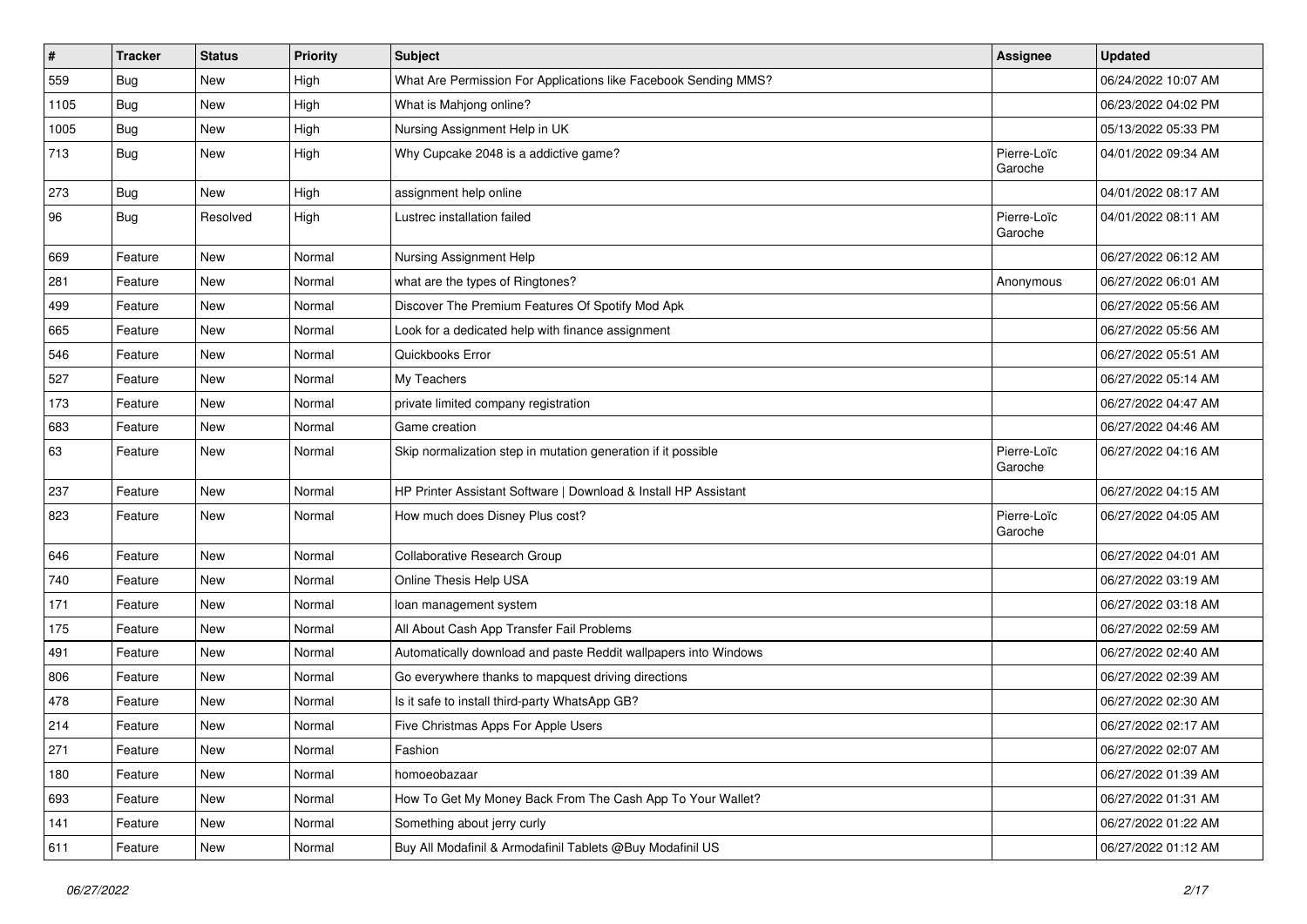| # | Tracker | Status | Priority | Subject | Assignee | Updated |
|---|---|---|---|---|---|---|
| 559 | Bug | New | High | What Are Permission For Applications like Facebook Sending MMS? | | 06/24/2022 10:07 AM |
| 1105 | Bug | New | High | What is Mahjong online? | | 06/23/2022 04:02 PM |
| 1005 | Bug | New | High | Nursing Assignment Help in UK | | 05/13/2022 05:33 PM |
| 713 | Bug | New | High | Why Cupcake 2048 is a addictive game? | Pierre-Loïc Garoche | 04/01/2022 09:34 AM |
| 273 | Bug | New | High | assignment help online | | 04/01/2022 08:17 AM |
| 96 | Bug | Resolved | High | Lustrec installation failed | Pierre-Loïc Garoche | 04/01/2022 08:11 AM |
| 669 | Feature | New | Normal | Nursing Assignment Help | | 06/27/2022 06:12 AM |
| 281 | Feature | New | Normal | what are the types of Ringtones? | Anonymous | 06/27/2022 06:01 AM |
| 499 | Feature | New | Normal | Discover The Premium Features Of Spotify Mod Apk | | 06/27/2022 05:56 AM |
| 665 | Feature | New | Normal | Look for a dedicated help with finance assignment | | 06/27/2022 05:56 AM |
| 546 | Feature | New | Normal | Quickbooks Error | | 06/27/2022 05:51 AM |
| 527 | Feature | New | Normal | My Teachers | | 06/27/2022 05:14 AM |
| 173 | Feature | New | Normal | private limited company registration | | 06/27/2022 04:47 AM |
| 683 | Feature | New | Normal | Game creation | | 06/27/2022 04:46 AM |
| 63 | Feature | New | Normal | Skip normalization step in mutation generation if it possible | Pierre-Loïc Garoche | 06/27/2022 04:16 AM |
| 237 | Feature | New | Normal | HP Printer Assistant Software \| Download & Install HP Assistant | | 06/27/2022 04:15 AM |
| 823 | Feature | New | Normal | How much does Disney Plus cost? | Pierre-Loïc Garoche | 06/27/2022 04:05 AM |
| 646 | Feature | New | Normal | Collaborative Research Group | | 06/27/2022 04:01 AM |
| 740 | Feature | New | Normal | Online Thesis Help USA | | 06/27/2022 03:19 AM |
| 171 | Feature | New | Normal | loan management system | | 06/27/2022 03:18 AM |
| 175 | Feature | New | Normal | All About Cash App Transfer Fail Problems | | 06/27/2022 02:59 AM |
| 491 | Feature | New | Normal | Automatically download and paste Reddit wallpapers into Windows | | 06/27/2022 02:40 AM |
| 806 | Feature | New | Normal | Go everywhere thanks to mapquest driving directions | | 06/27/2022 02:39 AM |
| 478 | Feature | New | Normal | Is it safe to install third-party WhatsApp GB? | | 06/27/2022 02:30 AM |
| 214 | Feature | New | Normal | Five Christmas Apps For Apple Users | | 06/27/2022 02:17 AM |
| 271 | Feature | New | Normal | Fashion | | 06/27/2022 02:07 AM |
| 180 | Feature | New | Normal | homoeobazaar | | 06/27/2022 01:39 AM |
| 693 | Feature | New | Normal | How To Get My Money Back From The Cash App To Your Wallet? | | 06/27/2022 01:31 AM |
| 141 | Feature | New | Normal | Something about jerry curly | | 06/27/2022 01:22 AM |
| 611 | Feature | New | Normal | Buy All Modafinil & Armodafinil Tablets @Buy Modafinil US | | 06/27/2022 01:12 AM |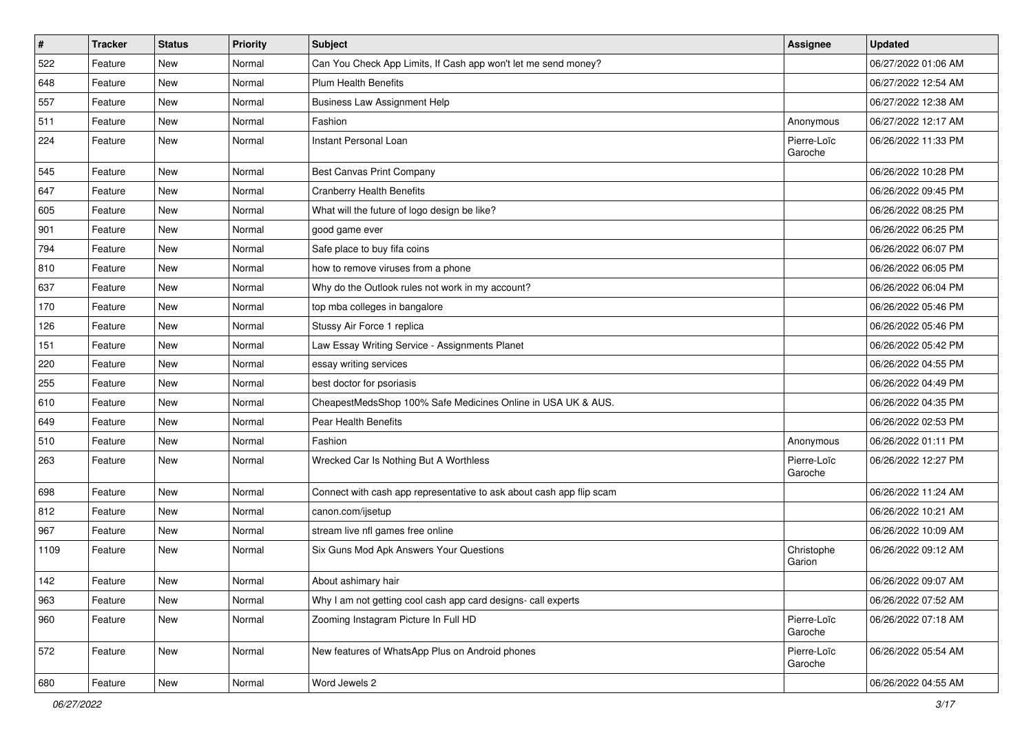| # | Tracker | Status | Priority | Subject | Assignee | Updated |
| --- | --- | --- | --- | --- | --- | --- |
| 522 | Feature | New | Normal | Can You Check App Limits, If Cash app won't let me send money? | | 06/27/2022 01:06 AM |
| 648 | Feature | New | Normal | Plum Health Benefits | | 06/27/2022 12:54 AM |
| 557 | Feature | New | Normal | Business Law Assignment Help | | 06/27/2022 12:38 AM |
| 511 | Feature | New | Normal | Fashion | Anonymous | 06/27/2022 12:17 AM |
| 224 | Feature | New | Normal | Instant Personal Loan | Pierre-Loïc Garoche | 06/26/2022 11:33 PM |
| 545 | Feature | New | Normal | Best Canvas Print Company | | 06/26/2022 10:28 PM |
| 647 | Feature | New | Normal | Cranberry Health Benefits | | 06/26/2022 09:45 PM |
| 605 | Feature | New | Normal | What will the future of logo design be like? | | 06/26/2022 08:25 PM |
| 901 | Feature | New | Normal | good game ever | | 06/26/2022 06:25 PM |
| 794 | Feature | New | Normal | Safe place to buy fifa coins | | 06/26/2022 06:07 PM |
| 810 | Feature | New | Normal | how to remove viruses from a phone | | 06/26/2022 06:05 PM |
| 637 | Feature | New | Normal | Why do the Outlook rules not work in my account? | | 06/26/2022 06:04 PM |
| 170 | Feature | New | Normal | top mba colleges in bangalore | | 06/26/2022 05:46 PM |
| 126 | Feature | New | Normal | Stussy Air Force 1 replica | | 06/26/2022 05:46 PM |
| 151 | Feature | New | Normal | Law Essay Writing Service - Assignments Planet | | 06/26/2022 05:42 PM |
| 220 | Feature | New | Normal | essay writing services | | 06/26/2022 04:55 PM |
| 255 | Feature | New | Normal | best doctor for psoriasis | | 06/26/2022 04:49 PM |
| 610 | Feature | New | Normal | CheapestMedsShop 100% Safe Medicines Online in USA UK & AUS. | | 06/26/2022 04:35 PM |
| 649 | Feature | New | Normal | Pear Health Benefits | | 06/26/2022 02:53 PM |
| 510 | Feature | New | Normal | Fashion | Anonymous | 06/26/2022 01:11 PM |
| 263 | Feature | New | Normal | Wrecked Car Is Nothing But A Worthless | Pierre-Loïc Garoche | 06/26/2022 12:27 PM |
| 698 | Feature | New | Normal | Connect with cash app representative to ask about cash app flip scam | | 06/26/2022 11:24 AM |
| 812 | Feature | New | Normal | canon.com/ijsetup | | 06/26/2022 10:21 AM |
| 967 | Feature | New | Normal | stream live nfl games free online | | 06/26/2022 10:09 AM |
| 1109 | Feature | New | Normal | Six Guns Mod Apk Answers Your Questions | Christophe Garion | 06/26/2022 09:12 AM |
| 142 | Feature | New | Normal | About ashimary hair | | 06/26/2022 09:07 AM |
| 963 | Feature | New | Normal | Why I am not getting cool cash app card designs- call experts | | 06/26/2022 07:52 AM |
| 960 | Feature | New | Normal | Zooming Instagram Picture In Full HD | Pierre-Loïc Garoche | 06/26/2022 07:18 AM |
| 572 | Feature | New | Normal | New features of WhatsApp Plus on Android phones | Pierre-Loïc Garoche | 06/26/2022 05:54 AM |
| 680 | Feature | New | Normal | Word Jewels 2 | | 06/26/2022 04:55 AM |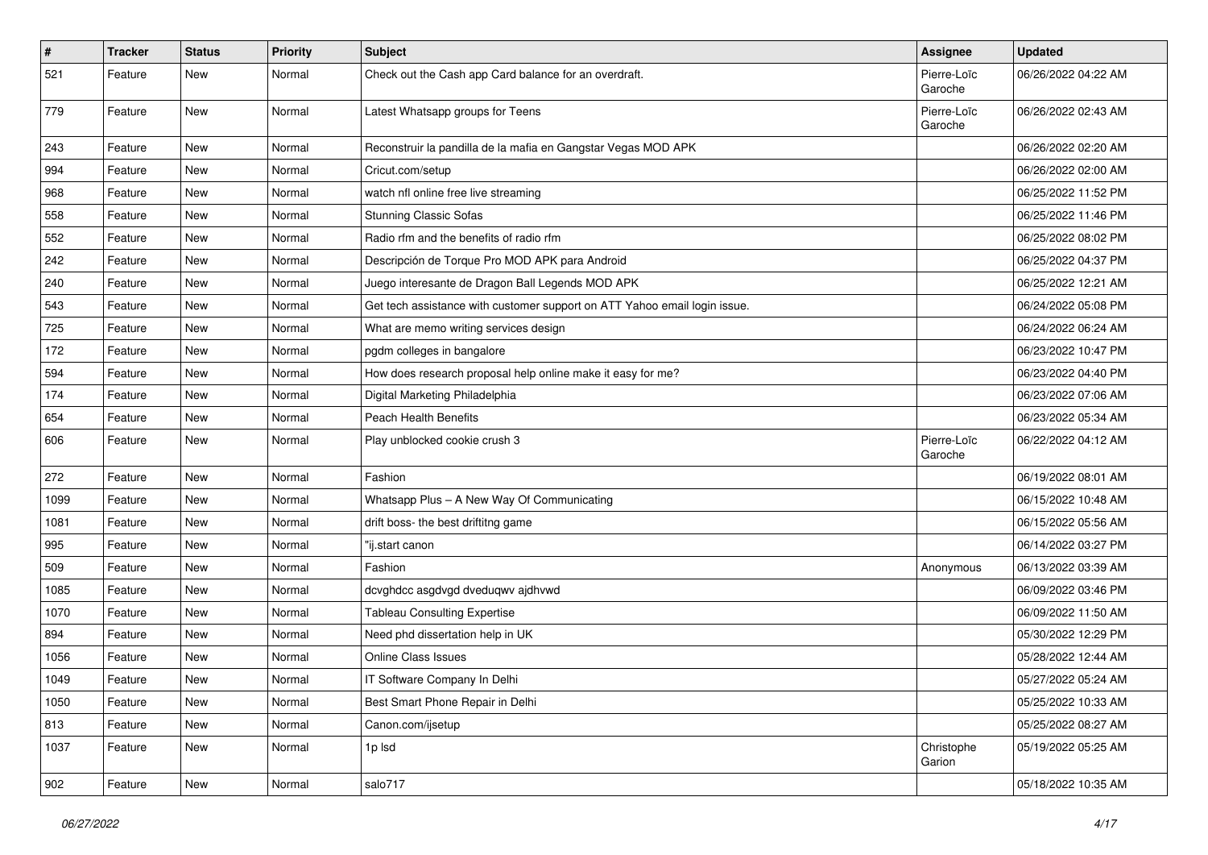| # | Tracker | Status | Priority | Subject | Assignee | Updated |
|---|---|---|---|---|---|---|
| 521 | Feature | New | Normal | Check out the Cash app Card balance for an overdraft. | Pierre-Loïc Garoche | 06/26/2022 04:22 AM |
| 779 | Feature | New | Normal | Latest Whatsapp groups for Teens | Pierre-Loïc Garoche | 06/26/2022 02:43 AM |
| 243 | Feature | New | Normal | Reconstruir la pandilla de la mafia en Gangstar Vegas MOD APK | | 06/26/2022 02:20 AM |
| 994 | Feature | New | Normal | Cricut.com/setup | | 06/26/2022 02:00 AM |
| 968 | Feature | New | Normal | watch nfl online free live streaming | | 06/25/2022 11:52 PM |
| 558 | Feature | New | Normal | Stunning Classic Sofas | | 06/25/2022 11:46 PM |
| 552 | Feature | New | Normal | Radio rfm and the benefits of radio rfm | | 06/25/2022 08:02 PM |
| 242 | Feature | New | Normal | Descripción de Torque Pro MOD APK para Android | | 06/25/2022 04:37 PM |
| 240 | Feature | New | Normal | Juego interesante de Dragon Ball Legends MOD APK | | 06/25/2022 12:21 AM |
| 543 | Feature | New | Normal | Get tech assistance with customer support on ATT Yahoo email login issue. | | 06/24/2022 05:08 PM |
| 725 | Feature | New | Normal | What are memo writing services design | | 06/24/2022 06:24 AM |
| 172 | Feature | New | Normal | pgdm colleges in bangalore | | 06/23/2022 10:47 PM |
| 594 | Feature | New | Normal | How does research proposal help online make it easy for me? | | 06/23/2022 04:40 PM |
| 174 | Feature | New | Normal | Digital Marketing Philadelphia | | 06/23/2022 07:06 AM |
| 654 | Feature | New | Normal | Peach Health Benefits | | 06/23/2022 05:34 AM |
| 606 | Feature | New | Normal | Play unblocked cookie crush 3 | Pierre-Loïc Garoche | 06/22/2022 04:12 AM |
| 272 | Feature | New | Normal | Fashion | | 06/19/2022 08:01 AM |
| 1099 | Feature | New | Normal | Whatsapp Plus – A New Way Of Communicating | | 06/15/2022 10:48 AM |
| 1081 | Feature | New | Normal | drift boss- the best driftitng game | | 06/15/2022 05:56 AM |
| 995 | Feature | New | Normal | "ij.start canon | | 06/14/2022 03:27 PM |
| 509 | Feature | New | Normal | Fashion | Anonymous | 06/13/2022 03:39 AM |
| 1085 | Feature | New | Normal | dcvghdcc asgdvgd dveduqwv ajdhvwd | | 06/09/2022 03:46 PM |
| 1070 | Feature | New | Normal | Tableau Consulting Expertise | | 06/09/2022 11:50 AM |
| 894 | Feature | New | Normal | Need phd dissertation help in UK | | 05/30/2022 12:29 PM |
| 1056 | Feature | New | Normal | Online Class Issues | | 05/28/2022 12:44 AM |
| 1049 | Feature | New | Normal | IT Software Company In Delhi | | 05/27/2022 05:24 AM |
| 1050 | Feature | New | Normal | Best Smart Phone Repair in Delhi | | 05/25/2022 10:33 AM |
| 813 | Feature | New | Normal | Canon.com/ijsetup | | 05/25/2022 08:27 AM |
| 1037 | Feature | New | Normal | 1p lsd | Christophe Garion | 05/19/2022 05:25 AM |
| 902 | Feature | New | Normal | salo717 | | 05/18/2022 10:35 AM |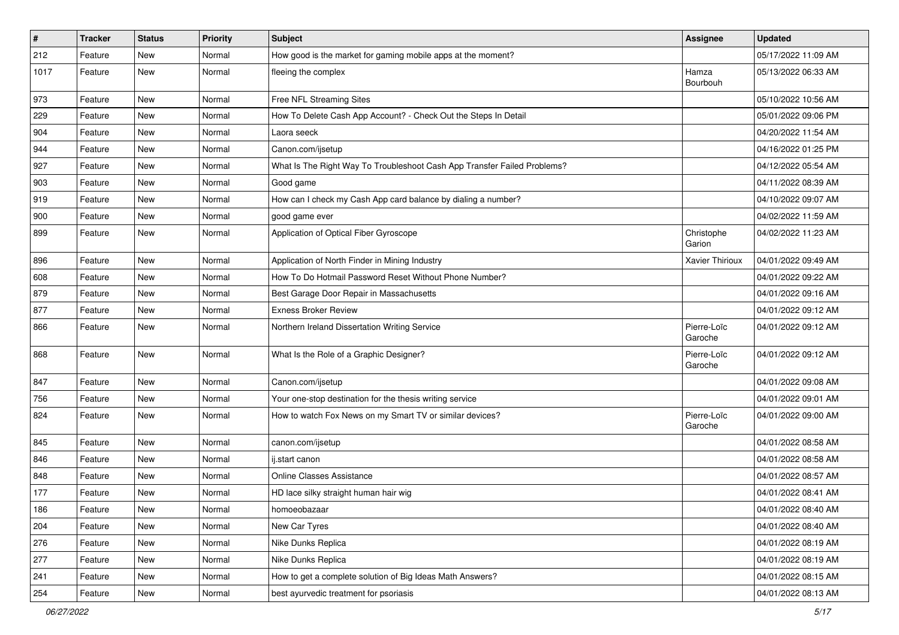| # | Tracker | Status | Priority | Subject | Assignee | Updated |
| --- | --- | --- | --- | --- | --- | --- |
| 212 | Feature | New | Normal | How good is the market for gaming mobile apps at the moment? | | 05/17/2022 11:09 AM |
| 1017 | Feature | New | Normal | fleeing the complex | Hamza Bourbouh | 05/13/2022 06:33 AM |
| 973 | Feature | New | Normal | Free NFL Streaming Sites | | 05/10/2022 10:56 AM |
| 229 | Feature | New | Normal | How To Delete Cash App Account? - Check Out the Steps In Detail | | 05/01/2022 09:06 PM |
| 904 | Feature | New | Normal | Laora seeck | | 04/20/2022 11:54 AM |
| 944 | Feature | New | Normal | Canon.com/ijsetup | | 04/16/2022 01:25 PM |
| 927 | Feature | New | Normal | What Is The Right Way To Troubleshoot Cash App Transfer Failed Problems? | | 04/12/2022 05:54 AM |
| 903 | Feature | New | Normal | Good game | | 04/11/2022 08:39 AM |
| 919 | Feature | New | Normal | How can I check my Cash App card balance by dialing a number? | | 04/10/2022 09:07 AM |
| 900 | Feature | New | Normal | good game ever | | 04/02/2022 11:59 AM |
| 899 | Feature | New | Normal | Application of Optical Fiber Gyroscope | Christophe Garion | 04/02/2022 11:23 AM |
| 896 | Feature | New | Normal | Application of North Finder in Mining Industry | Xavier Thirioux | 04/01/2022 09:49 AM |
| 608 | Feature | New | Normal | How To Do Hotmail Password Reset Without Phone Number? | | 04/01/2022 09:22 AM |
| 879 | Feature | New | Normal | Best Garage Door Repair in Massachusetts | | 04/01/2022 09:16 AM |
| 877 | Feature | New | Normal | Exness Broker Review | | 04/01/2022 09:12 AM |
| 866 | Feature | New | Normal | Northern Ireland Dissertation Writing Service | Pierre-Loïc Garoche | 04/01/2022 09:12 AM |
| 868 | Feature | New | Normal | What Is the Role of a Graphic Designer? | Pierre-Loïc Garoche | 04/01/2022 09:12 AM |
| 847 | Feature | New | Normal | Canon.com/ijsetup | | 04/01/2022 09:08 AM |
| 756 | Feature | New | Normal | Your one-stop destination for the thesis writing service | | 04/01/2022 09:01 AM |
| 824 | Feature | New | Normal | How to watch Fox News on my Smart TV or similar devices? | Pierre-Loïc Garoche | 04/01/2022 09:00 AM |
| 845 | Feature | New | Normal | canon.com/ijsetup | | 04/01/2022 08:58 AM |
| 846 | Feature | New | Normal | ij.start canon | | 04/01/2022 08:58 AM |
| 848 | Feature | New | Normal | Online Classes Assistance | | 04/01/2022 08:57 AM |
| 177 | Feature | New | Normal | HD lace silky straight human hair wig | | 04/01/2022 08:41 AM |
| 186 | Feature | New | Normal | homoeobazaar | | 04/01/2022 08:40 AM |
| 204 | Feature | New | Normal | New Car Tyres | | 04/01/2022 08:40 AM |
| 276 | Feature | New | Normal | Nike Dunks Replica | | 04/01/2022 08:19 AM |
| 277 | Feature | New | Normal | Nike Dunks Replica | | 04/01/2022 08:19 AM |
| 241 | Feature | New | Normal | How to get a complete solution of Big Ideas Math Answers? | | 04/01/2022 08:15 AM |
| 254 | Feature | New | Normal | best ayurvedic treatment for psoriasis | | 04/01/2022 08:13 AM |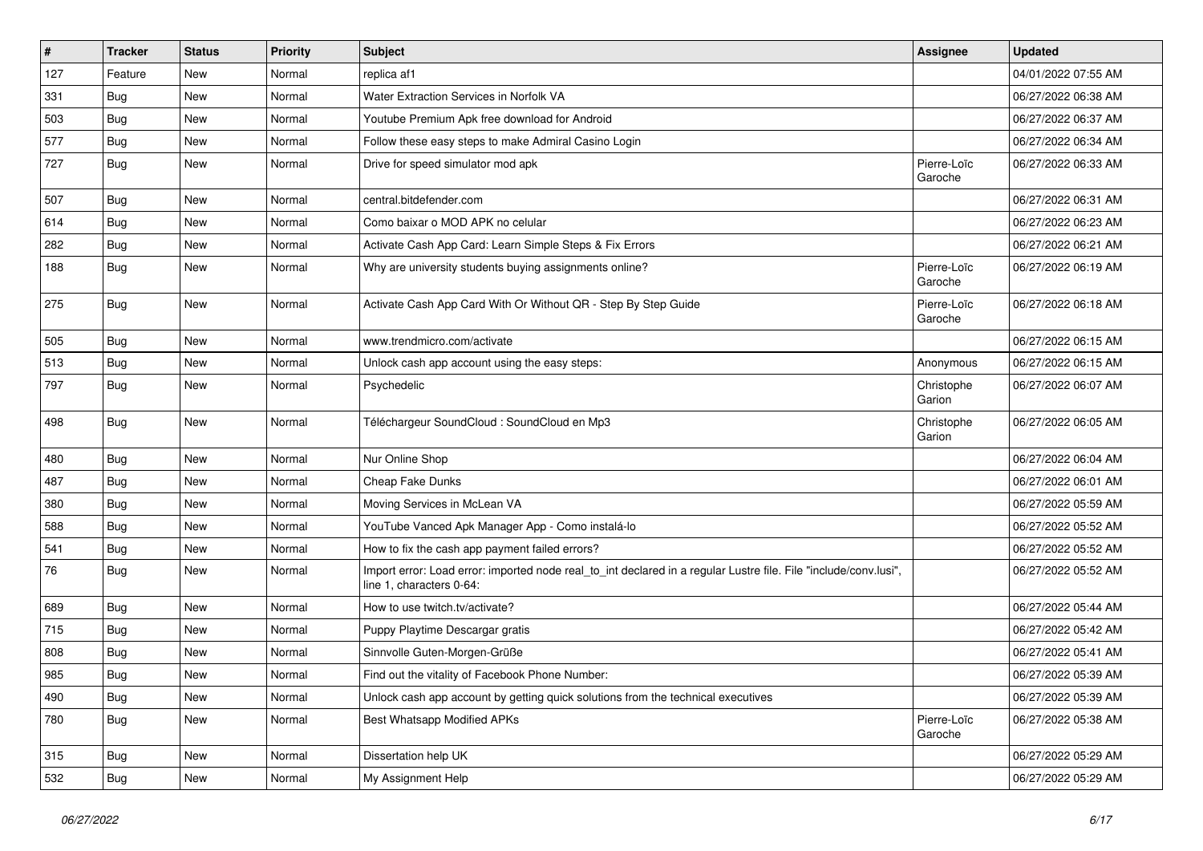| # | Tracker | Status | Priority | Subject | Assignee | Updated |
|---|---|---|---|---|---|---|
| 127 | Feature | New | Normal | replica af1 | | 04/01/2022 07:55 AM |
| 331 | Bug | New | Normal | Water Extraction Services in Norfolk VA | | 06/27/2022 06:38 AM |
| 503 | Bug | New | Normal | Youtube Premium Apk free download for Android | | 06/27/2022 06:37 AM |
| 577 | Bug | New | Normal | Follow these easy steps to make Admiral Casino Login | | 06/27/2022 06:34 AM |
| 727 | Bug | New | Normal | Drive for speed simulator mod apk | Pierre-Loïc Garoche | 06/27/2022 06:33 AM |
| 507 | Bug | New | Normal | central.bitdefender.com | | 06/27/2022 06:31 AM |
| 614 | Bug | New | Normal | Como baixar o MOD APK no celular | | 06/27/2022 06:23 AM |
| 282 | Bug | New | Normal | Activate Cash App Card: Learn Simple Steps & Fix Errors | | 06/27/2022 06:21 AM |
| 188 | Bug | New | Normal | Why are university students buying assignments online? | Pierre-Loïc Garoche | 06/27/2022 06:19 AM |
| 275 | Bug | New | Normal | Activate Cash App Card With Or Without QR - Step By Step Guide | Pierre-Loïc Garoche | 06/27/2022 06:18 AM |
| 505 | Bug | New | Normal | www.trendmicro.com/activate | | 06/27/2022 06:15 AM |
| 513 | Bug | New | Normal | Unlock cash app account using the easy steps: | Anonymous | 06/27/2022 06:15 AM |
| 797 | Bug | New | Normal | Psychedelic | Christophe Garion | 06/27/2022 06:07 AM |
| 498 | Bug | New | Normal | Téléchargeur SoundCloud : SoundCloud en Mp3 | Christophe Garion | 06/27/2022 06:05 AM |
| 480 | Bug | New | Normal | Nur Online Shop | | 06/27/2022 06:04 AM |
| 487 | Bug | New | Normal | Cheap Fake Dunks | | 06/27/2022 06:01 AM |
| 380 | Bug | New | Normal | Moving Services in McLean VA | | 06/27/2022 05:59 AM |
| 588 | Bug | New | Normal | YouTube Vanced Apk Manager App - Como instalá-lo | | 06/27/2022 05:52 AM |
| 541 | Bug | New | Normal | How to fix the cash app payment failed errors? | | 06/27/2022 05:52 AM |
| 76 | Bug | New | Normal | Import error: Load error: imported node real_to_int declared in a regular Lustre file. File "include/conv.lusi", line 1, characters 0-64: | | 06/27/2022 05:52 AM |
| 689 | Bug | New | Normal | How to use twitch.tv/activate? | | 06/27/2022 05:44 AM |
| 715 | Bug | New | Normal | Puppy Playtime Descargar gratis | | 06/27/2022 05:42 AM |
| 808 | Bug | New | Normal | Sinnvolle Guten-Morgen-Grüße | | 06/27/2022 05:41 AM |
| 985 | Bug | New | Normal | Find out the vitality of Facebook Phone Number: | | 06/27/2022 05:39 AM |
| 490 | Bug | New | Normal | Unlock cash app account by getting quick solutions from the technical executives | | 06/27/2022 05:39 AM |
| 780 | Bug | New | Normal | Best Whatsapp Modified APKs | Pierre-Loïc Garoche | 06/27/2022 05:38 AM |
| 315 | Bug | New | Normal | Dissertation help UK | | 06/27/2022 05:29 AM |
| 532 | Bug | New | Normal | My Assignment Help | | 06/27/2022 05:29 AM |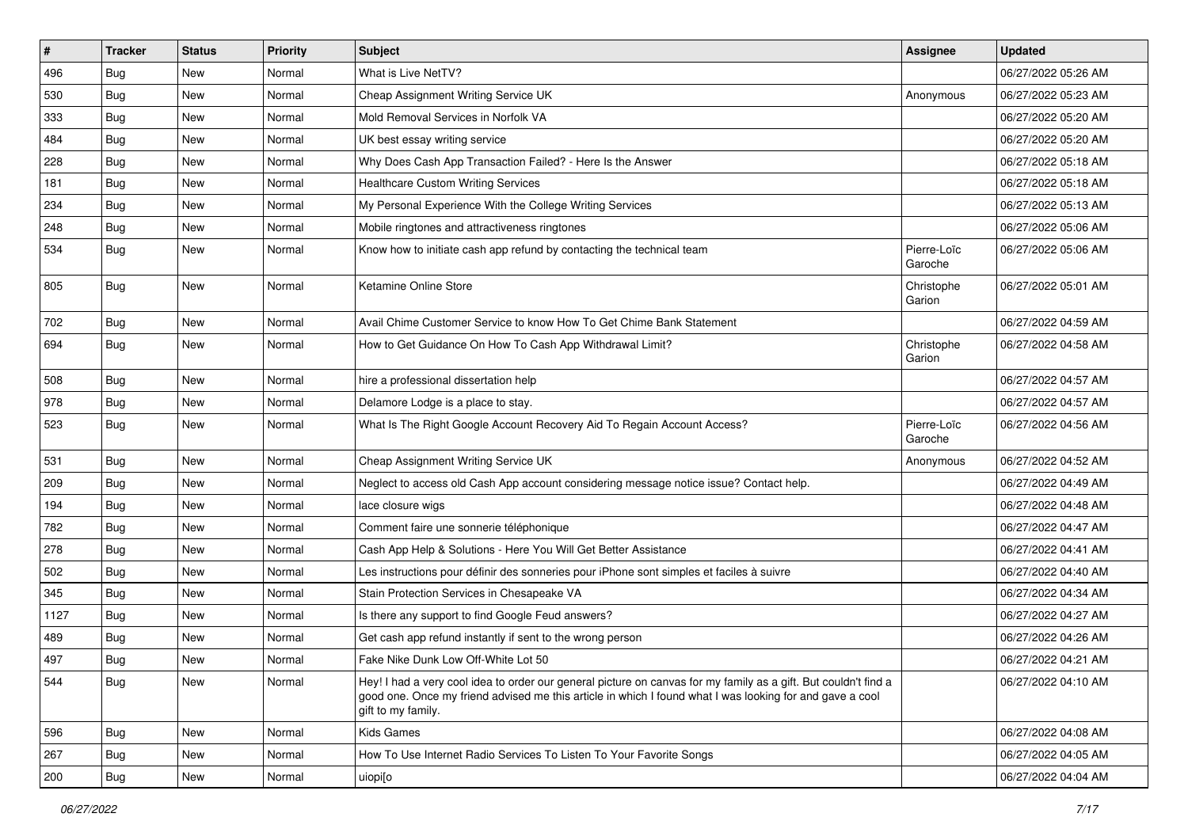| # | Tracker | Status | Priority | Subject | Assignee | Updated |
|---|---|---|---|---|---|---|
| 496 | Bug | New | Normal | What is Live NetTV? | | 06/27/2022 05:26 AM |
| 530 | Bug | New | Normal | Cheap Assignment Writing Service UK | Anonymous | 06/27/2022 05:23 AM |
| 333 | Bug | New | Normal | Mold Removal Services in Norfolk VA | | 06/27/2022 05:20 AM |
| 484 | Bug | New | Normal | UK best essay writing service | | 06/27/2022 05:20 AM |
| 228 | Bug | New | Normal | Why Does Cash App Transaction Failed? - Here Is the Answer | | 06/27/2022 05:18 AM |
| 181 | Bug | New | Normal | Healthcare Custom Writing Services | | 06/27/2022 05:18 AM |
| 234 | Bug | New | Normal | My Personal Experience With the College Writing Services | | 06/27/2022 05:13 AM |
| 248 | Bug | New | Normal | Mobile ringtones and attractiveness ringtones | | 06/27/2022 05:06 AM |
| 534 | Bug | New | Normal | Know how to initiate cash app refund by contacting the technical team | Pierre-Loïc Garoche | 06/27/2022 05:06 AM |
| 805 | Bug | New | Normal | Ketamine Online Store | Christophe Garion | 06/27/2022 05:01 AM |
| 702 | Bug | New | Normal | Avail Chime Customer Service to know How To Get Chime Bank Statement | | 06/27/2022 04:59 AM |
| 694 | Bug | New | Normal | How to Get Guidance On How To Cash App Withdrawal Limit? | Christophe Garion | 06/27/2022 04:58 AM |
| 508 | Bug | New | Normal | hire a professional dissertation help | | 06/27/2022 04:57 AM |
| 978 | Bug | New | Normal | Delamore Lodge is a place to stay. | | 06/27/2022 04:57 AM |
| 523 | Bug | New | Normal | What Is The Right Google Account Recovery Aid To Regain Account Access? | Pierre-Loïc Garoche | 06/27/2022 04:56 AM |
| 531 | Bug | New | Normal | Cheap Assignment Writing Service UK | Anonymous | 06/27/2022 04:52 AM |
| 209 | Bug | New | Normal | Neglect to access old Cash App account considering message notice issue? Contact help. | | 06/27/2022 04:49 AM |
| 194 | Bug | New | Normal | lace closure wigs | | 06/27/2022 04:48 AM |
| 782 | Bug | New | Normal | Comment faire une sonnerie téléphonique | | 06/27/2022 04:47 AM |
| 278 | Bug | New | Normal | Cash App Help & Solutions - Here You Will Get Better Assistance | | 06/27/2022 04:41 AM |
| 502 | Bug | New | Normal | Les instructions pour définir des sonneries pour iPhone sont simples et faciles à suivre | | 06/27/2022 04:40 AM |
| 345 | Bug | New | Normal | Stain Protection Services in Chesapeake VA | | 06/27/2022 04:34 AM |
| 1127 | Bug | New | Normal | Is there any support to find Google Feud answers? | | 06/27/2022 04:27 AM |
| 489 | Bug | New | Normal | Get cash app refund instantly if sent to the wrong person | | 06/27/2022 04:26 AM |
| 497 | Bug | New | Normal | Fake Nike Dunk Low Off-White Lot 50 | | 06/27/2022 04:21 AM |
| 544 | Bug | New | Normal | Hey! I had a very cool idea to order our general picture on canvas for my family as a gift. But couldn't find a good one. Once my friend advised me this article in which I found what I was looking for and gave a cool gift to my family. | | 06/27/2022 04:10 AM |
| 596 | Bug | New | Normal | Kids Games | | 06/27/2022 04:08 AM |
| 267 | Bug | New | Normal | How To Use Internet Radio Services To Listen To Your Favorite Songs | | 06/27/2022 04:05 AM |
| 200 | Bug | New | Normal | uiopi[o | | 06/27/2022 04:04 AM |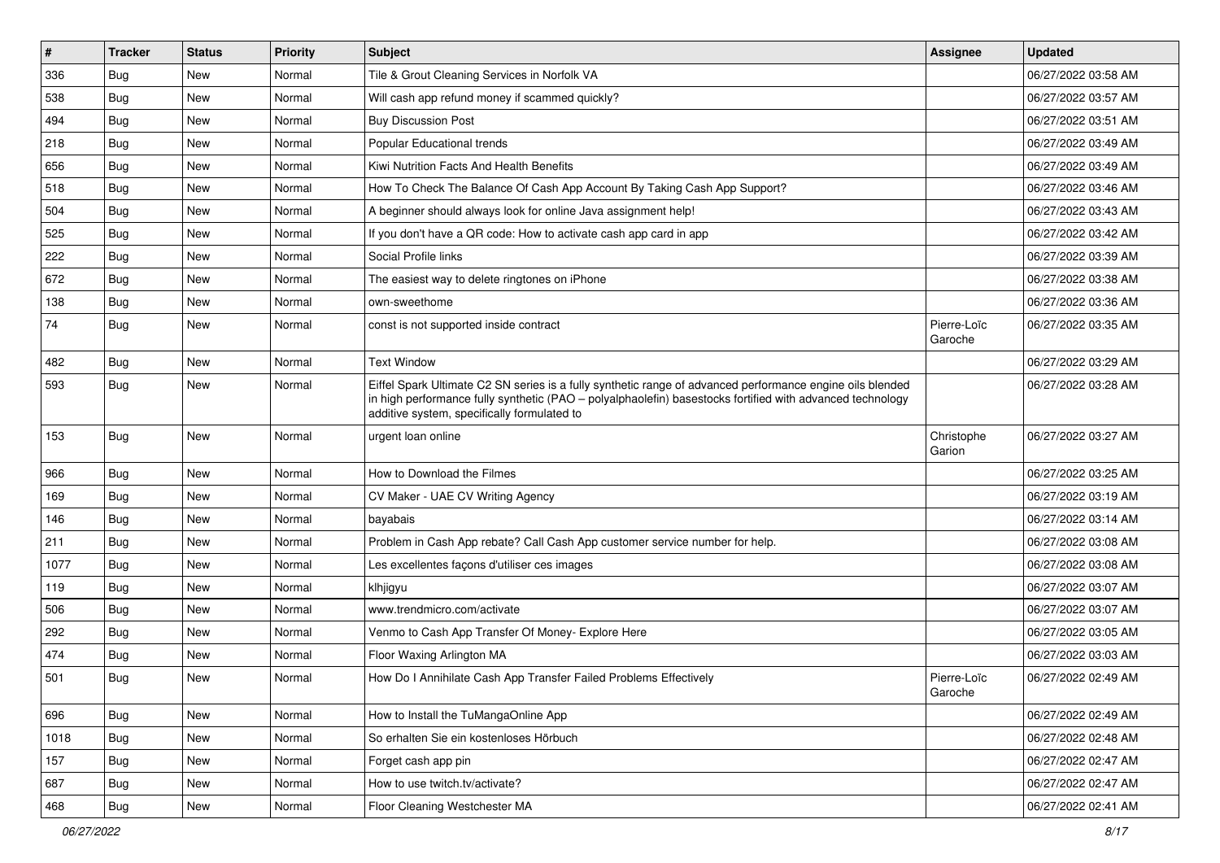| # | Tracker | Status | Priority | Subject | Assignee | Updated |
|---|---|---|---|---|---|---|
| 336 | Bug | New | Normal | Tile & Grout Cleaning Services in Norfolk VA | | 06/27/2022 03:58 AM |
| 538 | Bug | New | Normal | Will cash app refund money if scammed quickly? | | 06/27/2022 03:57 AM |
| 494 | Bug | New | Normal | Buy Discussion Post | | 06/27/2022 03:51 AM |
| 218 | Bug | New | Normal | Popular Educational trends | | 06/27/2022 03:49 AM |
| 656 | Bug | New | Normal | Kiwi Nutrition Facts And Health Benefits | | 06/27/2022 03:49 AM |
| 518 | Bug | New | Normal | How To Check The Balance Of Cash App Account By Taking Cash App Support? | | 06/27/2022 03:46 AM |
| 504 | Bug | New | Normal | A beginner should always look for online Java assignment help! | | 06/27/2022 03:43 AM |
| 525 | Bug | New | Normal | If you don't have a QR code: How to activate cash app card in app | | 06/27/2022 03:42 AM |
| 222 | Bug | New | Normal | Social Profile links | | 06/27/2022 03:39 AM |
| 672 | Bug | New | Normal | The easiest way to delete ringtones on iPhone | | 06/27/2022 03:38 AM |
| 138 | Bug | New | Normal | own-sweethome | | 06/27/2022 03:36 AM |
| 74 | Bug | New | Normal | const is not supported inside contract | Pierre-Loïc Garoche | 06/27/2022 03:35 AM |
| 482 | Bug | New | Normal | Text Window | | 06/27/2022 03:29 AM |
| 593 | Bug | New | Normal | Eiffel Spark Ultimate C2 SN series is a fully synthetic range of advanced performance engine oils blended in high performance fully synthetic (PAO – polyalphaolefin) basestocks fortified with advanced technology additive system, specifically formulated to | | 06/27/2022 03:28 AM |
| 153 | Bug | New | Normal | urgent loan online | Christophe Garion | 06/27/2022 03:27 AM |
| 966 | Bug | New | Normal | How to Download the Filmes | | 06/27/2022 03:25 AM |
| 169 | Bug | New | Normal | CV Maker - UAE CV Writing Agency | | 06/27/2022 03:19 AM |
| 146 | Bug | New | Normal | bayabais | | 06/27/2022 03:14 AM |
| 211 | Bug | New | Normal | Problem in Cash App rebate? Call Cash App customer service number for help. | | 06/27/2022 03:08 AM |
| 1077 | Bug | New | Normal | Les excellentes façons d'utiliser ces images | | 06/27/2022 03:08 AM |
| 119 | Bug | New | Normal | klhjigyu | | 06/27/2022 03:07 AM |
| 506 | Bug | New | Normal | www.trendmicro.com/activate | | 06/27/2022 03:07 AM |
| 292 | Bug | New | Normal | Venmo to Cash App Transfer Of Money- Explore Here | | 06/27/2022 03:05 AM |
| 474 | Bug | New | Normal | Floor Waxing Arlington MA | | 06/27/2022 03:03 AM |
| 501 | Bug | New | Normal | How Do I Annihilate Cash App Transfer Failed Problems Effectively | Pierre-Loïc Garoche | 06/27/2022 02:49 AM |
| 696 | Bug | New | Normal | How to Install the TuMangaOnline App | | 06/27/2022 02:49 AM |
| 1018 | Bug | New | Normal | So erhalten Sie ein kostenloses Hörbuch | | 06/27/2022 02:48 AM |
| 157 | Bug | New | Normal | Forget cash app pin | | 06/27/2022 02:47 AM |
| 687 | Bug | New | Normal | How to use twitch.tv/activate? | | 06/27/2022 02:47 AM |
| 468 | Bug | New | Normal | Floor Cleaning Westchester MA | | 06/27/2022 02:41 AM |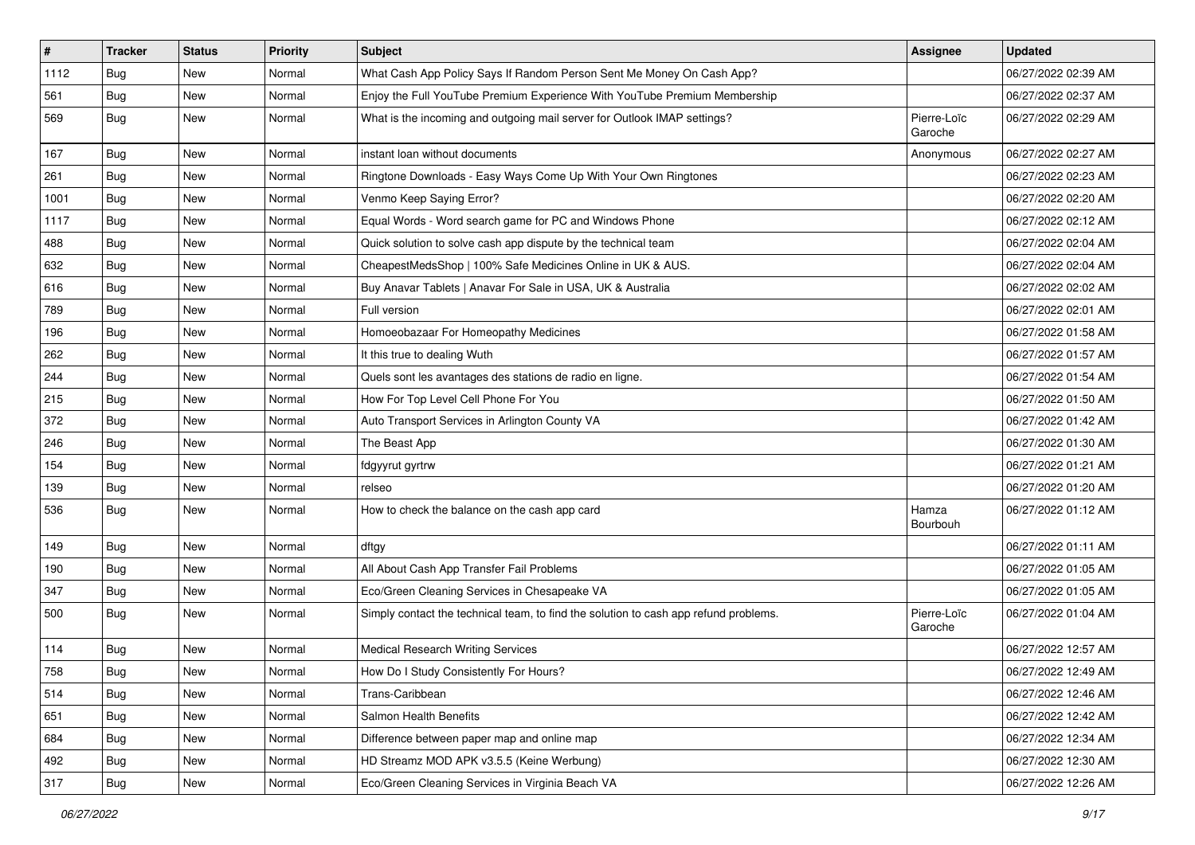| # | Tracker | Status | Priority | Subject | Assignee | Updated |
|---|---|---|---|---|---|---|
| 1112 | Bug | New | Normal | What Cash App Policy Says If Random Person Sent Me Money On Cash App? | | 06/27/2022 02:39 AM |
| 561 | Bug | New | Normal | Enjoy the Full YouTube Premium Experience With YouTube Premium Membership | | 06/27/2022 02:37 AM |
| 569 | Bug | New | Normal | What is the incoming and outgoing mail server for Outlook IMAP settings? | Pierre-Loïc Garoche | 06/27/2022 02:29 AM |
| 167 | Bug | New | Normal | instant loan without documents | Anonymous | 06/27/2022 02:27 AM |
| 261 | Bug | New | Normal | Ringtone Downloads - Easy Ways Come Up With Your Own Ringtones | | 06/27/2022 02:23 AM |
| 1001 | Bug | New | Normal | Venmo Keep Saying Error? | | 06/27/2022 02:20 AM |
| 1117 | Bug | New | Normal | Equal Words - Word search game for PC and Windows Phone | | 06/27/2022 02:12 AM |
| 488 | Bug | New | Normal | Quick solution to solve cash app dispute by the technical team | | 06/27/2022 02:04 AM |
| 632 | Bug | New | Normal | CheapestMedsShop \| 100% Safe Medicines Online in UK & AUS. | | 06/27/2022 02:04 AM |
| 616 | Bug | New | Normal | Buy Anavar Tablets \| Anavar For Sale in USA, UK & Australia | | 06/27/2022 02:02 AM |
| 789 | Bug | New | Normal | Full version | | 06/27/2022 02:01 AM |
| 196 | Bug | New | Normal | Homoeobazaar For Homeopathy Medicines | | 06/27/2022 01:58 AM |
| 262 | Bug | New | Normal | It this true to dealing Wuth | | 06/27/2022 01:57 AM |
| 244 | Bug | New | Normal | Quels sont les avantages des stations de radio en ligne. | | 06/27/2022 01:54 AM |
| 215 | Bug | New | Normal | How For Top Level Cell Phone For You | | 06/27/2022 01:50 AM |
| 372 | Bug | New | Normal | Auto Transport Services in Arlington County VA | | 06/27/2022 01:42 AM |
| 246 | Bug | New | Normal | The Beast App | | 06/27/2022 01:30 AM |
| 154 | Bug | New | Normal | fdgyyrut gyrtrw | | 06/27/2022 01:21 AM |
| 139 | Bug | New | Normal | relseo | | 06/27/2022 01:20 AM |
| 536 | Bug | New | Normal | How to check the balance on the cash app card | Hamza Bourbouh | 06/27/2022 01:12 AM |
| 149 | Bug | New | Normal | dftgy | | 06/27/2022 01:11 AM |
| 190 | Bug | New | Normal | All About Cash App Transfer Fail Problems | | 06/27/2022 01:05 AM |
| 347 | Bug | New | Normal | Eco/Green Cleaning Services in Chesapeake VA | | 06/27/2022 01:05 AM |
| 500 | Bug | New | Normal | Simply contact the technical team, to find the solution to cash app refund problems. | Pierre-Loïc Garoche | 06/27/2022 01:04 AM |
| 114 | Bug | New | Normal | Medical Research Writing Services | | 06/27/2022 12:57 AM |
| 758 | Bug | New | Normal | How Do I Study Consistently For Hours? | | 06/27/2022 12:49 AM |
| 514 | Bug | New | Normal | Trans-Caribbean | | 06/27/2022 12:46 AM |
| 651 | Bug | New | Normal | Salmon Health Benefits | | 06/27/2022 12:42 AM |
| 684 | Bug | New | Normal | Difference between paper map and online map | | 06/27/2022 12:34 AM |
| 492 | Bug | New | Normal | HD Streamz MOD APK v3.5.5 (Keine Werbung) | | 06/27/2022 12:30 AM |
| 317 | Bug | New | Normal | Eco/Green Cleaning Services in Virginia Beach VA | | 06/27/2022 12:26 AM |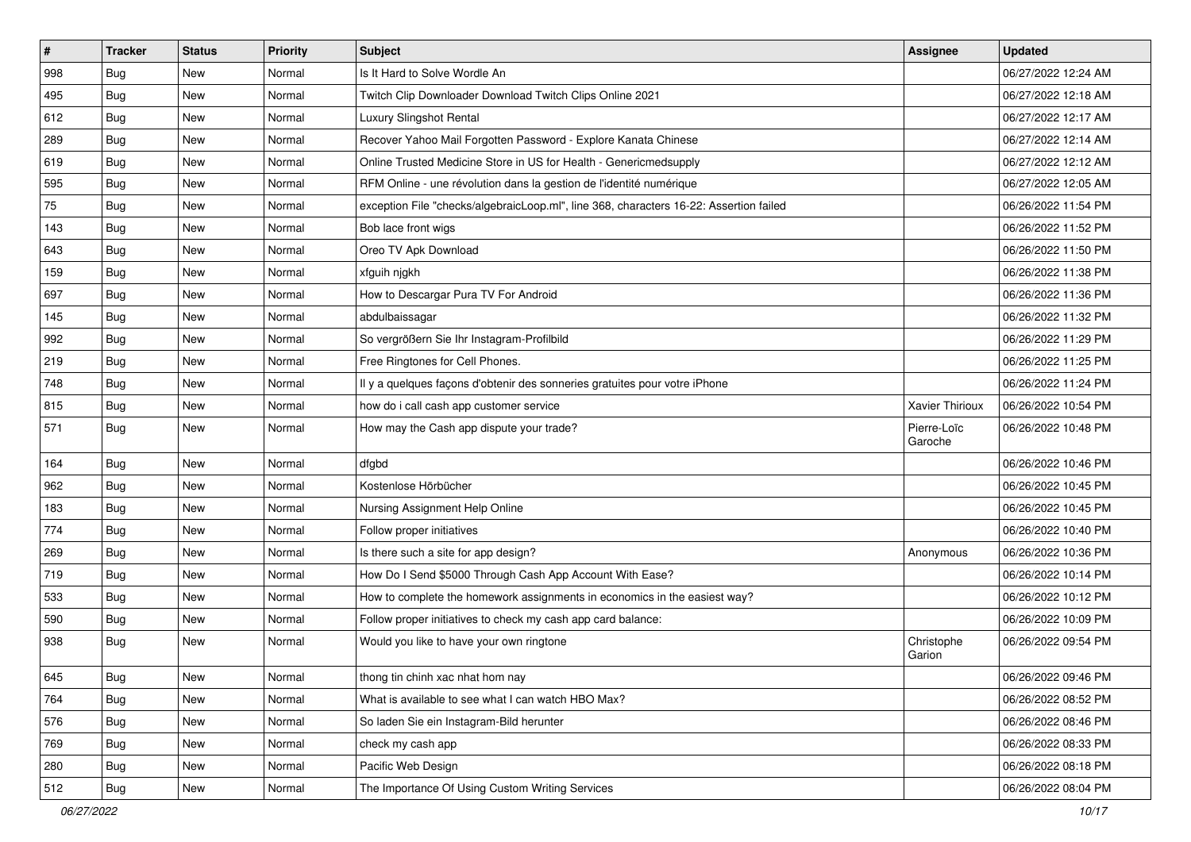| # | Tracker | Status | Priority | Subject | Assignee | Updated |
|---|---|---|---|---|---|---|
| 998 | Bug | New | Normal | Is It Hard to Solve Wordle An | | 06/27/2022 12:24 AM |
| 495 | Bug | New | Normal | Twitch Clip Downloader Download Twitch Clips Online 2021 | | 06/27/2022 12:18 AM |
| 612 | Bug | New | Normal | Luxury Slingshot Rental | | 06/27/2022 12:17 AM |
| 289 | Bug | New | Normal | Recover Yahoo Mail Forgotten Password - Explore Kanata Chinese | | 06/27/2022 12:14 AM |
| 619 | Bug | New | Normal | Online Trusted Medicine Store in US for Health - Genericmedsupply | | 06/27/2022 12:12 AM |
| 595 | Bug | New | Normal | RFM Online - une révolution dans la gestion de l'identité numérique | | 06/27/2022 12:05 AM |
| 75 | Bug | New | Normal | exception File "checks/algebraicLoop.ml", line 368, characters 16-22: Assertion failed | | 06/26/2022 11:54 PM |
| 143 | Bug | New | Normal | Bob lace front wigs | | 06/26/2022 11:52 PM |
| 643 | Bug | New | Normal | Oreo TV Apk Download | | 06/26/2022 11:50 PM |
| 159 | Bug | New | Normal | xfguih njgkh | | 06/26/2022 11:38 PM |
| 697 | Bug | New | Normal | How to Descargar Pura TV For Android | | 06/26/2022 11:36 PM |
| 145 | Bug | New | Normal | abdulbaissagar | | 06/26/2022 11:32 PM |
| 992 | Bug | New | Normal | So vergrößern Sie Ihr Instagram-Profilbild | | 06/26/2022 11:29 PM |
| 219 | Bug | New | Normal | Free Ringtones for Cell Phones. | | 06/26/2022 11:25 PM |
| 748 | Bug | New | Normal | Il y a quelques façons d'obtenir des sonneries gratuites pour votre iPhone | | 06/26/2022 11:24 PM |
| 815 | Bug | New | Normal | how do i call cash app customer service | Xavier Thirioux | 06/26/2022 10:54 PM |
| 571 | Bug | New | Normal | How may the Cash app dispute your trade? | Pierre-Loïc Garoche | 06/26/2022 10:48 PM |
| 164 | Bug | New | Normal | dfgbd | | 06/26/2022 10:46 PM |
| 962 | Bug | New | Normal | Kostenlose Hörbücher | | 06/26/2022 10:45 PM |
| 183 | Bug | New | Normal | Nursing Assignment Help Online | | 06/26/2022 10:45 PM |
| 774 | Bug | New | Normal | Follow proper initiatives | | 06/26/2022 10:40 PM |
| 269 | Bug | New | Normal | Is there such a site for app design? | Anonymous | 06/26/2022 10:36 PM |
| 719 | Bug | New | Normal | How Do I Send $5000 Through Cash App Account With Ease? | | 06/26/2022 10:14 PM |
| 533 | Bug | New | Normal | How to complete the homework assignments in economics in the easiest way? | | 06/26/2022 10:12 PM |
| 590 | Bug | New | Normal | Follow proper initiatives to check my cash app card balance: | | 06/26/2022 10:09 PM |
| 938 | Bug | New | Normal | Would you like to have your own ringtone | Christophe Garion | 06/26/2022 09:54 PM |
| 645 | Bug | New | Normal | thong tin chinh xac nhat hom nay | | 06/26/2022 09:46 PM |
| 764 | Bug | New | Normal | What is available to see what I can watch HBO Max? | | 06/26/2022 08:52 PM |
| 576 | Bug | New | Normal | So laden Sie ein Instagram-Bild herunter | | 06/26/2022 08:46 PM |
| 769 | Bug | New | Normal | check my cash app | | 06/26/2022 08:33 PM |
| 280 | Bug | New | Normal | Pacific Web Design | | 06/26/2022 08:18 PM |
| 512 | Bug | New | Normal | The Importance Of Using Custom Writing Services | | 06/26/2022 08:04 PM |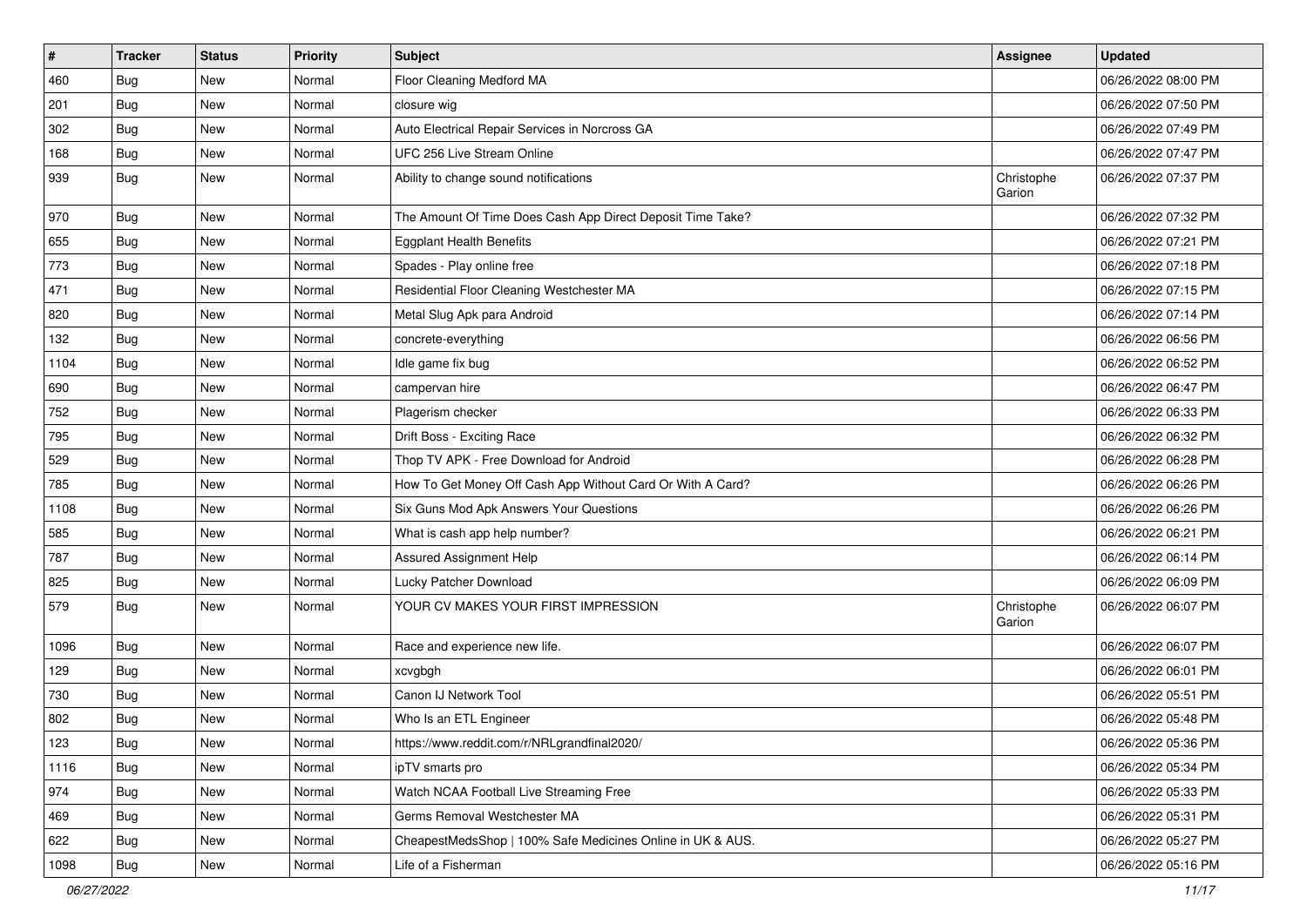| # | Tracker | Status | Priority | Subject | Assignee | Updated |
| --- | --- | --- | --- | --- | --- | --- |
| 460 | Bug | New | Normal | Floor Cleaning Medford MA | | 06/26/2022 08:00 PM |
| 201 | Bug | New | Normal | closure wig | | 06/26/2022 07:50 PM |
| 302 | Bug | New | Normal | Auto Electrical Repair Services in Norcross GA | | 06/26/2022 07:49 PM |
| 168 | Bug | New | Normal | UFC 256 Live Stream Online | | 06/26/2022 07:47 PM |
| 939 | Bug | New | Normal | Ability to change sound notifications | Christophe Garion | 06/26/2022 07:37 PM |
| 970 | Bug | New | Normal | The Amount Of Time Does Cash App Direct Deposit Time Take? | | 06/26/2022 07:32 PM |
| 655 | Bug | New | Normal | Eggplant Health Benefits | | 06/26/2022 07:21 PM |
| 773 | Bug | New | Normal | Spades - Play online free | | 06/26/2022 07:18 PM |
| 471 | Bug | New | Normal | Residential Floor Cleaning Westchester MA | | 06/26/2022 07:15 PM |
| 820 | Bug | New | Normal | Metal Slug Apk para Android | | 06/26/2022 07:14 PM |
| 132 | Bug | New | Normal | concrete-everything | | 06/26/2022 06:56 PM |
| 1104 | Bug | New | Normal | Idle game fix bug | | 06/26/2022 06:52 PM |
| 690 | Bug | New | Normal | campervan hire | | 06/26/2022 06:47 PM |
| 752 | Bug | New | Normal | Plagerism checker | | 06/26/2022 06:33 PM |
| 795 | Bug | New | Normal | Drift Boss - Exciting Race | | 06/26/2022 06:32 PM |
| 529 | Bug | New | Normal | Thop TV APK - Free Download for Android | | 06/26/2022 06:28 PM |
| 785 | Bug | New | Normal | How To Get Money Off Cash App Without Card Or With A Card? | | 06/26/2022 06:26 PM |
| 1108 | Bug | New | Normal | Six Guns Mod Apk Answers Your Questions | | 06/26/2022 06:26 PM |
| 585 | Bug | New | Normal | What is cash app help number? | | 06/26/2022 06:21 PM |
| 787 | Bug | New | Normal | Assured Assignment Help | | 06/26/2022 06:14 PM |
| 825 | Bug | New | Normal | Lucky Patcher Download | | 06/26/2022 06:09 PM |
| 579 | Bug | New | Normal | YOUR CV MAKES YOUR FIRST IMPRESSION | Christophe Garion | 06/26/2022 06:07 PM |
| 1096 | Bug | New | Normal | Race and experience new life. | | 06/26/2022 06:07 PM |
| 129 | Bug | New | Normal | xcvgbgh | | 06/26/2022 06:01 PM |
| 730 | Bug | New | Normal | Canon IJ Network Tool | | 06/26/2022 05:51 PM |
| 802 | Bug | New | Normal | Who Is an ETL Engineer | | 06/26/2022 05:48 PM |
| 123 | Bug | New | Normal | https://www.reddit.com/r/NRLgrandfinal2020/ | | 06/26/2022 05:36 PM |
| 1116 | Bug | New | Normal | ipTV smarts pro | | 06/26/2022 05:34 PM |
| 974 | Bug | New | Normal | Watch NCAA Football Live Streaming Free | | 06/26/2022 05:33 PM |
| 469 | Bug | New | Normal | Germs Removal Westchester MA | | 06/26/2022 05:31 PM |
| 622 | Bug | New | Normal | CheapestMedsShop \| 100% Safe Medicines Online in UK & AUS. | | 06/26/2022 05:27 PM |
| 1098 | Bug | New | Normal | Life of a Fisherman | | 06/26/2022 05:16 PM |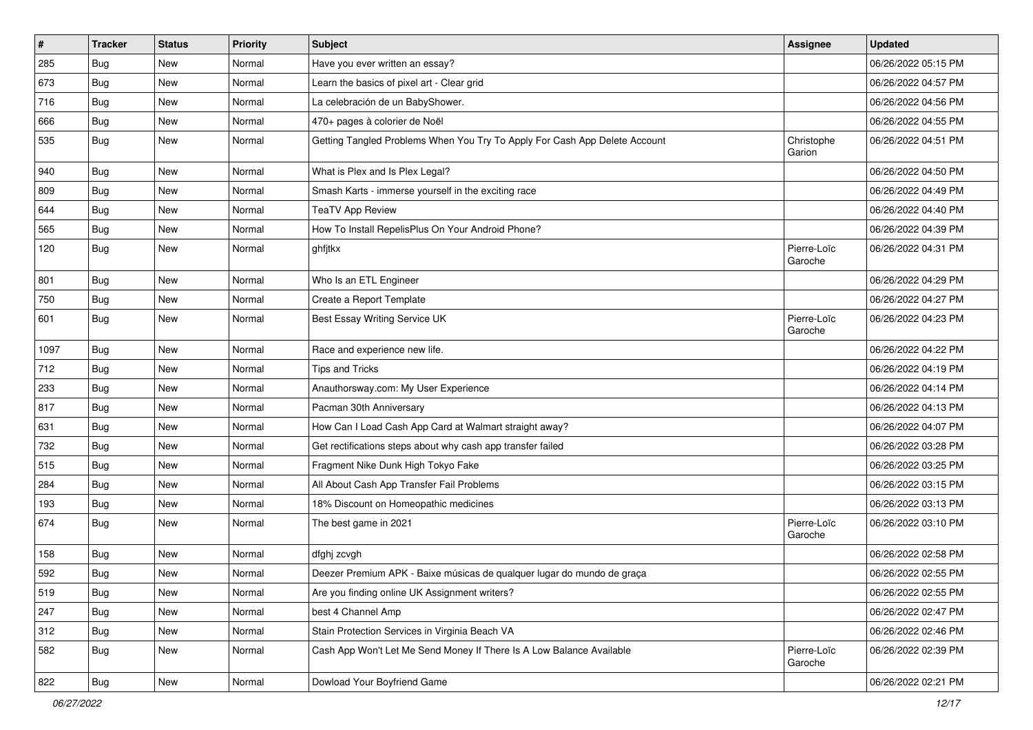| # | Tracker | Status | Priority | Subject | Assignee | Updated |
|---|---|---|---|---|---|---|
| 285 | Bug | New | Normal | Have you ever written an essay? | | 06/26/2022 05:15 PM |
| 673 | Bug | New | Normal | Learn the basics of pixel art - Clear grid | | 06/26/2022 04:57 PM |
| 716 | Bug | New | Normal | La celebración de un BabyShower. | | 06/26/2022 04:56 PM |
| 666 | Bug | New | Normal | 470+ pages à colorier de Noël | | 06/26/2022 04:55 PM |
| 535 | Bug | New | Normal | Getting Tangled Problems When You Try To Apply For Cash App Delete Account | Christophe Garion | 06/26/2022 04:51 PM |
| 940 | Bug | New | Normal | What is Plex and Is Plex Legal? | | 06/26/2022 04:50 PM |
| 809 | Bug | New | Normal | Smash Karts - immerse yourself in the exciting race | | 06/26/2022 04:49 PM |
| 644 | Bug | New | Normal | TeaTV App Review | | 06/26/2022 04:40 PM |
| 565 | Bug | New | Normal | How To Install RepelisPlus On Your Android Phone? | | 06/26/2022 04:39 PM |
| 120 | Bug | New | Normal | ghfjtkx | Pierre-Loïc Garoche | 06/26/2022 04:31 PM |
| 801 | Bug | New | Normal | Who Is an ETL Engineer | | 06/26/2022 04:29 PM |
| 750 | Bug | New | Normal | Create a Report Template | | 06/26/2022 04:27 PM |
| 601 | Bug | New | Normal | Best Essay Writing Service UK | Pierre-Loïc Garoche | 06/26/2022 04:23 PM |
| 1097 | Bug | New | Normal | Race and experience new life. | | 06/26/2022 04:22 PM |
| 712 | Bug | New | Normal | Tips and Tricks | | 06/26/2022 04:19 PM |
| 233 | Bug | New | Normal | Anauthorsway.com: My User Experience | | 06/26/2022 04:14 PM |
| 817 | Bug | New | Normal | Pacman 30th Anniversary | | 06/26/2022 04:13 PM |
| 631 | Bug | New | Normal | How Can I Load Cash App Card at Walmart straight away? | | 06/26/2022 04:07 PM |
| 732 | Bug | New | Normal | Get rectifications steps about why cash app transfer failed | | 06/26/2022 03:28 PM |
| 515 | Bug | New | Normal | Fragment Nike Dunk High Tokyo Fake | | 06/26/2022 03:25 PM |
| 284 | Bug | New | Normal | All About Cash App Transfer Fail Problems | | 06/26/2022 03:15 PM |
| 193 | Bug | New | Normal | 18% Discount on Homeopathic medicines | | 06/26/2022 03:13 PM |
| 674 | Bug | New | Normal | The best game in 2021 | Pierre-Loïc Garoche | 06/26/2022 03:10 PM |
| 158 | Bug | New | Normal | dfghj zcvgh | | 06/26/2022 02:58 PM |
| 592 | Bug | New | Normal | Deezer Premium APK - Baixe músicas de qualquer lugar do mundo de graça | | 06/26/2022 02:55 PM |
| 519 | Bug | New | Normal | Are you finding online UK Assignment writers? | | 06/26/2022 02:55 PM |
| 247 | Bug | New | Normal | best 4 Channel Amp | | 06/26/2022 02:47 PM |
| 312 | Bug | New | Normal | Stain Protection Services in Virginia Beach VA | | 06/26/2022 02:46 PM |
| 582 | Bug | New | Normal | Cash App Won't Let Me Send Money If There Is A Low Balance Available | Pierre-Loïc Garoche | 06/26/2022 02:39 PM |
| 822 | Bug | New | Normal | Dowload Your Boyfriend Game | | 06/26/2022 02:21 PM |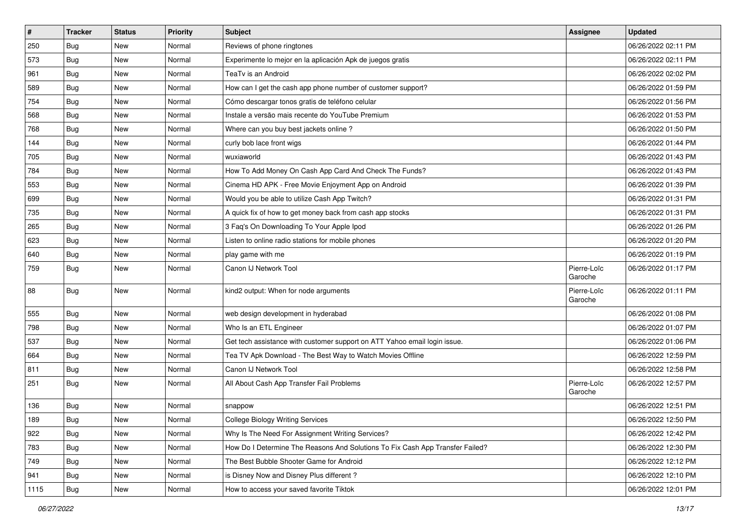| # | Tracker | Status | Priority | Subject | Assignee | Updated |
|---|---|---|---|---|---|---|
| 250 | Bug | New | Normal | Reviews of phone ringtones | | 06/26/2022 02:11 PM |
| 573 | Bug | New | Normal | Experimente lo mejor en la aplicación Apk de juegos gratis | | 06/26/2022 02:11 PM |
| 961 | Bug | New | Normal | TeaTv is an Android | | 06/26/2022 02:02 PM |
| 589 | Bug | New | Normal | How can I get the cash app phone number of customer support? | | 06/26/2022 01:59 PM |
| 754 | Bug | New | Normal | Cómo descargar tonos gratis de teléfono celular | | 06/26/2022 01:56 PM |
| 568 | Bug | New | Normal | Instale a versão mais recente do YouTube Premium | | 06/26/2022 01:53 PM |
| 768 | Bug | New | Normal | Where can you buy best jackets online ? | | 06/26/2022 01:50 PM |
| 144 | Bug | New | Normal | curly bob lace front wigs | | 06/26/2022 01:44 PM |
| 705 | Bug | New | Normal | wuxiaworld | | 06/26/2022 01:43 PM |
| 784 | Bug | New | Normal | How To Add Money On Cash App Card And Check The Funds? | | 06/26/2022 01:43 PM |
| 553 | Bug | New | Normal | Cinema HD APK - Free Movie Enjoyment App on Android | | 06/26/2022 01:39 PM |
| 699 | Bug | New | Normal | Would you be able to utilize Cash App Twitch? | | 06/26/2022 01:31 PM |
| 735 | Bug | New | Normal | A quick fix of how to get money back from cash app stocks | | 06/26/2022 01:31 PM |
| 265 | Bug | New | Normal | 3 Faq's On Downloading To Your Apple Ipod | | 06/26/2022 01:26 PM |
| 623 | Bug | New | Normal | Listen to online radio stations for mobile phones | | 06/26/2022 01:20 PM |
| 640 | Bug | New | Normal | play game with me | | 06/26/2022 01:19 PM |
| 759 | Bug | New | Normal | Canon IJ Network Tool | Pierre-Loïc Garoche | 06/26/2022 01:17 PM |
| 88 | Bug | New | Normal | kind2 output: When for node arguments | Pierre-Loïc Garoche | 06/26/2022 01:11 PM |
| 555 | Bug | New | Normal | web design development in hyderabad | | 06/26/2022 01:08 PM |
| 798 | Bug | New | Normal | Who Is an ETL Engineer | | 06/26/2022 01:07 PM |
| 537 | Bug | New | Normal | Get tech assistance with customer support on ATT Yahoo email login issue. | | 06/26/2022 01:06 PM |
| 664 | Bug | New | Normal | Tea TV Apk Download - The Best Way to Watch Movies Offline | | 06/26/2022 12:59 PM |
| 811 | Bug | New | Normal | Canon IJ Network Tool | | 06/26/2022 12:58 PM |
| 251 | Bug | New | Normal | All About Cash App Transfer Fail Problems | Pierre-Loïc Garoche | 06/26/2022 12:57 PM |
| 136 | Bug | New | Normal | snappow | | 06/26/2022 12:51 PM |
| 189 | Bug | New | Normal | College Biology Writing Services | | 06/26/2022 12:50 PM |
| 922 | Bug | New | Normal | Why Is The Need For Assignment Writing Services? | | 06/26/2022 12:42 PM |
| 783 | Bug | New | Normal | How Do I Determine The Reasons And Solutions To Fix Cash App Transfer Failed? | | 06/26/2022 12:30 PM |
| 749 | Bug | New | Normal | The Best Bubble Shooter Game for Android | | 06/26/2022 12:12 PM |
| 941 | Bug | New | Normal | is Disney Now and Disney Plus different ? | | 06/26/2022 12:10 PM |
| 1115 | Bug | New | Normal | How to access your saved favorite Tiktok | | 06/26/2022 12:01 PM |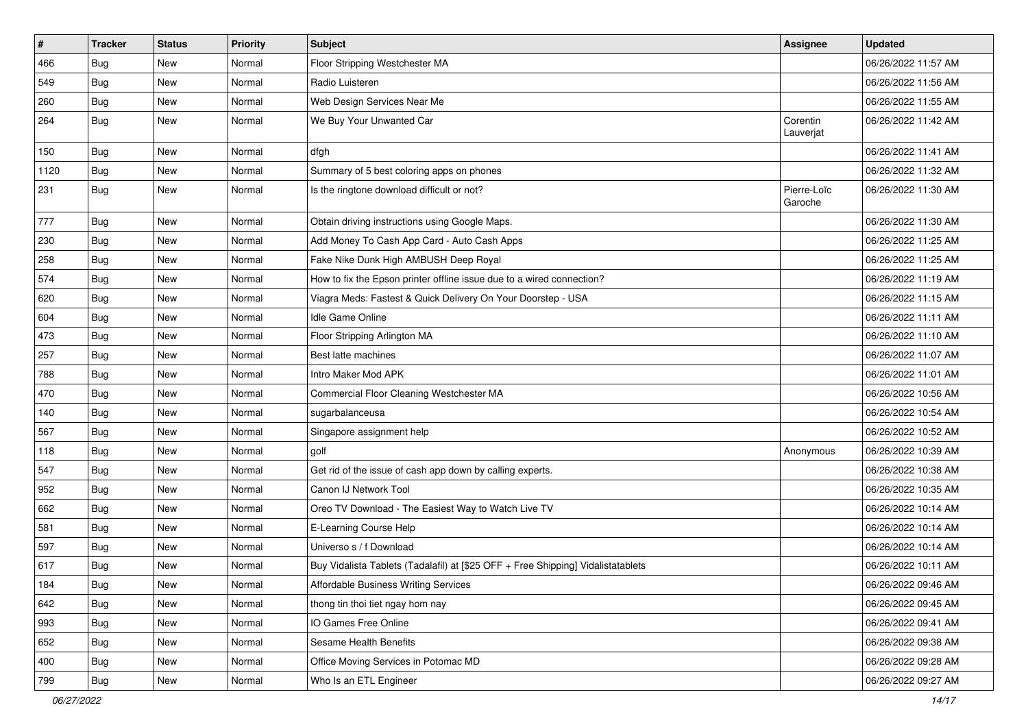| # | Tracker | Status | Priority | Subject | Assignee | Updated |
|---|---|---|---|---|---|---|
| 466 | Bug | New | Normal | Floor Stripping Westchester MA | | 06/26/2022 11:57 AM |
| 549 | Bug | New | Normal | Radio Luisteren | | 06/26/2022 11:56 AM |
| 260 | Bug | New | Normal | Web Design Services Near Me | | 06/26/2022 11:55 AM |
| 264 | Bug | New | Normal | We Buy Your Unwanted Car | Corentin Lauverjat | 06/26/2022 11:42 AM |
| 150 | Bug | New | Normal | dfgh | | 06/26/2022 11:41 AM |
| 1120 | Bug | New | Normal | Summary of 5 best coloring apps on phones | | 06/26/2022 11:32 AM |
| 231 | Bug | New | Normal | Is the ringtone download difficult or not? | Pierre-Loïc Garoche | 06/26/2022 11:30 AM |
| 777 | Bug | New | Normal | Obtain driving instructions using Google Maps. | | 06/26/2022 11:30 AM |
| 230 | Bug | New | Normal | Add Money To Cash App Card - Auto Cash Apps | | 06/26/2022 11:25 AM |
| 258 | Bug | New | Normal | Fake Nike Dunk High AMBUSH Deep Royal | | 06/26/2022 11:25 AM |
| 574 | Bug | New | Normal | How to fix the Epson printer offline issue due to a wired connection? | | 06/26/2022 11:19 AM |
| 620 | Bug | New | Normal | Viagra Meds: Fastest & Quick Delivery On Your Doorstep - USA | | 06/26/2022 11:15 AM |
| 604 | Bug | New | Normal | Idle Game Online | | 06/26/2022 11:11 AM |
| 473 | Bug | New | Normal | Floor Stripping Arlington MA | | 06/26/2022 11:10 AM |
| 257 | Bug | New | Normal | Best latte machines | | 06/26/2022 11:07 AM |
| 788 | Bug | New | Normal | Intro Maker Mod APK | | 06/26/2022 11:01 AM |
| 470 | Bug | New | Normal | Commercial Floor Cleaning Westchester MA | | 06/26/2022 10:56 AM |
| 140 | Bug | New | Normal | sugarbalanceusa | | 06/26/2022 10:54 AM |
| 567 | Bug | New | Normal | Singapore assignment help | | 06/26/2022 10:52 AM |
| 118 | Bug | New | Normal | golf | Anonymous | 06/26/2022 10:39 AM |
| 547 | Bug | New | Normal | Get rid of the issue of cash app down by calling experts. | | 06/26/2022 10:38 AM |
| 952 | Bug | New | Normal | Canon IJ Network Tool | | 06/26/2022 10:35 AM |
| 662 | Bug | New | Normal | Oreo TV Download - The Easiest Way to Watch Live TV | | 06/26/2022 10:14 AM |
| 581 | Bug | New | Normal | E-Learning Course Help | | 06/26/2022 10:14 AM |
| 597 | Bug | New | Normal | Universo s / f Download | | 06/26/2022 10:14 AM |
| 617 | Bug | New | Normal | Buy Vidalista Tablets (Tadalafil) at [$25 OFF + Free Shipping] Vidalistatablets | | 06/26/2022 10:11 AM |
| 184 | Bug | New | Normal | Affordable Business Writing Services | | 06/26/2022 09:46 AM |
| 642 | Bug | New | Normal | thong tin thoi tiet ngay hom nay | | 06/26/2022 09:45 AM |
| 993 | Bug | New | Normal | IO Games Free Online | | 06/26/2022 09:41 AM |
| 652 | Bug | New | Normal | Sesame Health Benefits | | 06/26/2022 09:38 AM |
| 400 | Bug | New | Normal | Office Moving Services in Potomac MD | | 06/26/2022 09:28 AM |
| 799 | Bug | New | Normal | Who Is an ETL Engineer | | 06/26/2022 09:27 AM |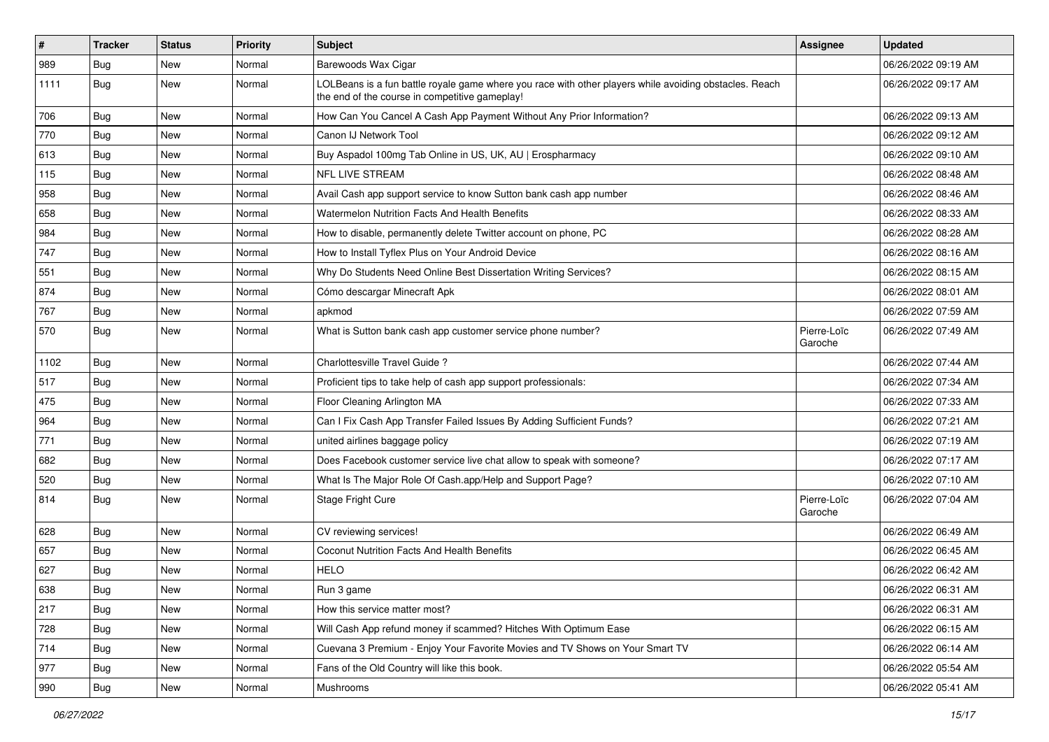| # | Tracker | Status | Priority | Subject | Assignee | Updated |
|---|---|---|---|---|---|---|
| 989 | Bug | New | Normal | Barewoods Wax Cigar | | 06/26/2022 09:19 AM |
| 1111 | Bug | New | Normal | LOLBeans is a fun battle royale game where you race with other players while avoiding obstacles. Reach the end of the course in competitive gameplay! | | 06/26/2022 09:17 AM |
| 706 | Bug | New | Normal | How Can You Cancel A Cash App Payment Without Any Prior Information? | | 06/26/2022 09:13 AM |
| 770 | Bug | New | Normal | Canon IJ Network Tool | | 06/26/2022 09:12 AM |
| 613 | Bug | New | Normal | Buy Aspadol 100mg Tab Online in US, UK, AU \| Erospharmacy | | 06/26/2022 09:10 AM |
| 115 | Bug | New | Normal | NFL LIVE STREAM | | 06/26/2022 08:48 AM |
| 958 | Bug | New | Normal | Avail Cash app support service to know Sutton bank cash app number | | 06/26/2022 08:46 AM |
| 658 | Bug | New | Normal | Watermelon Nutrition Facts And Health Benefits | | 06/26/2022 08:33 AM |
| 984 | Bug | New | Normal | How to disable, permanently delete Twitter account on phone, PC | | 06/26/2022 08:28 AM |
| 747 | Bug | New | Normal | How to Install Tyflex Plus on Your Android Device | | 06/26/2022 08:16 AM |
| 551 | Bug | New | Normal | Why Do Students Need Online Best Dissertation Writing Services? | | 06/26/2022 08:15 AM |
| 874 | Bug | New | Normal | Cómo descargar Minecraft Apk | | 06/26/2022 08:01 AM |
| 767 | Bug | New | Normal | apkmod | | 06/26/2022 07:59 AM |
| 570 | Bug | New | Normal | What is Sutton bank cash app customer service phone number? | Pierre-Loïc Garoche | 06/26/2022 07:49 AM |
| 1102 | Bug | New | Normal | Charlottesville Travel Guide ? | | 06/26/2022 07:44 AM |
| 517 | Bug | New | Normal | Proficient tips to take help of cash app support professionals: | | 06/26/2022 07:34 AM |
| 475 | Bug | New | Normal | Floor Cleaning Arlington MA | | 06/26/2022 07:33 AM |
| 964 | Bug | New | Normal | Can I Fix Cash App Transfer Failed Issues By Adding Sufficient Funds? | | 06/26/2022 07:21 AM |
| 771 | Bug | New | Normal | united airlines baggage policy | | 06/26/2022 07:19 AM |
| 682 | Bug | New | Normal | Does Facebook customer service live chat allow to speak with someone? | | 06/26/2022 07:17 AM |
| 520 | Bug | New | Normal | What Is The Major Role Of Cash.app/Help and Support Page? | | 06/26/2022 07:10 AM |
| 814 | Bug | New | Normal | Stage Fright Cure | Pierre-Loïc Garoche | 06/26/2022 07:04 AM |
| 628 | Bug | New | Normal | CV reviewing services! | | 06/26/2022 06:49 AM |
| 657 | Bug | New | Normal | Coconut Nutrition Facts And Health Benefits | | 06/26/2022 06:45 AM |
| 627 | Bug | New | Normal | HELO | | 06/26/2022 06:42 AM |
| 638 | Bug | New | Normal | Run 3 game | | 06/26/2022 06:31 AM |
| 217 | Bug | New | Normal | How this service matter most? | | 06/26/2022 06:31 AM |
| 728 | Bug | New | Normal | Will Cash App refund money if scammed? Hitches With Optimum Ease | | 06/26/2022 06:15 AM |
| 714 | Bug | New | Normal | Cuevana 3 Premium - Enjoy Your Favorite Movies and TV Shows on Your Smart TV | | 06/26/2022 06:14 AM |
| 977 | Bug | New | Normal | Fans of the Old Country will like this book. | | 06/26/2022 05:54 AM |
| 990 | Bug | New | Normal | Mushrooms | | 06/26/2022 05:41 AM |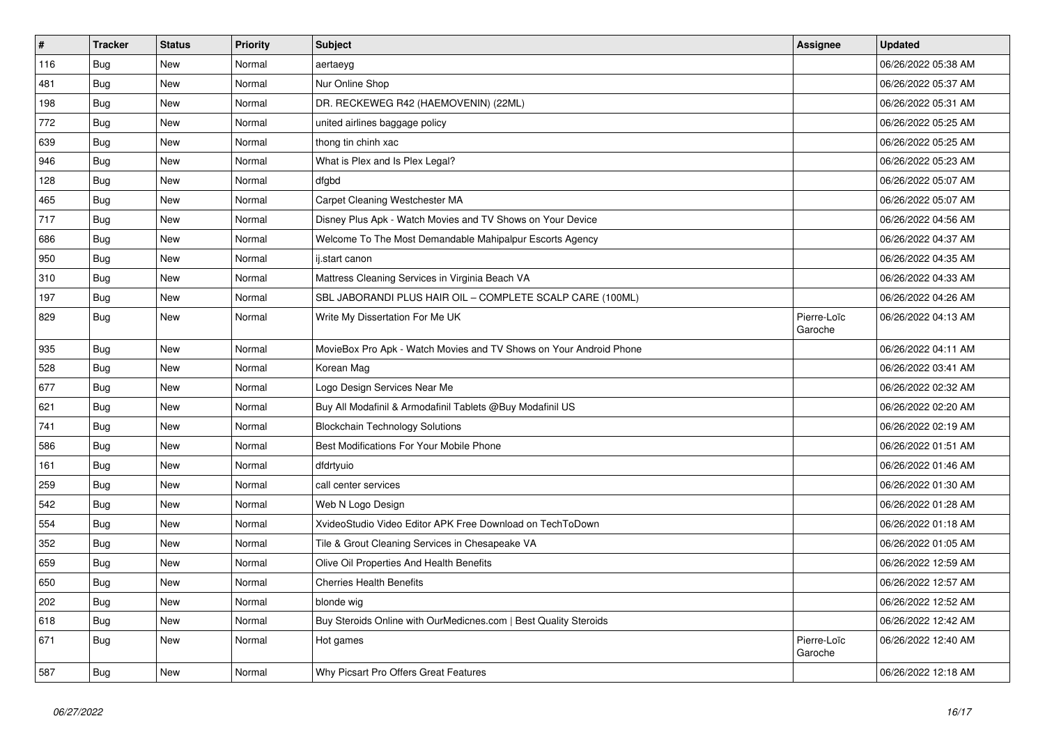| # | Tracker | Status | Priority | Subject | Assignee | Updated |
|---|---|---|---|---|---|---|
| 116 | Bug | New | Normal | aertaeyg | | 06/26/2022 05:38 AM |
| 481 | Bug | New | Normal | Nur Online Shop | | 06/26/2022 05:37 AM |
| 198 | Bug | New | Normal | DR. RECKEWEG R42 (HAEMOVENIN) (22ML) | | 06/26/2022 05:31 AM |
| 772 | Bug | New | Normal | united airlines baggage policy | | 06/26/2022 05:25 AM |
| 639 | Bug | New | Normal | thong tin chinh xac | | 06/26/2022 05:25 AM |
| 946 | Bug | New | Normal | What is Plex and Is Plex Legal? | | 06/26/2022 05:23 AM |
| 128 | Bug | New | Normal | dfgbd | | 06/26/2022 05:07 AM |
| 465 | Bug | New | Normal | Carpet Cleaning Westchester MA | | 06/26/2022 05:07 AM |
| 717 | Bug | New | Normal | Disney Plus Apk - Watch Movies and TV Shows on Your Device | | 06/26/2022 04:56 AM |
| 686 | Bug | New | Normal | Welcome To The Most Demandable Mahipalpur Escorts Agency | | 06/26/2022 04:37 AM |
| 950 | Bug | New | Normal | ij.start canon | | 06/26/2022 04:35 AM |
| 310 | Bug | New | Normal | Mattress Cleaning Services in Virginia Beach VA | | 06/26/2022 04:33 AM |
| 197 | Bug | New | Normal | SBL JABORANDI PLUS HAIR OIL – COMPLETE SCALP CARE (100ML) | | 06/26/2022 04:26 AM |
| 829 | Bug | New | Normal | Write My Dissertation For Me UK | Pierre-Loïc Garoche | 06/26/2022 04:13 AM |
| 935 | Bug | New | Normal | MovieBox Pro Apk - Watch Movies and TV Shows on Your Android Phone | | 06/26/2022 04:11 AM |
| 528 | Bug | New | Normal | Korean Mag | | 06/26/2022 03:41 AM |
| 677 | Bug | New | Normal | Logo Design Services Near Me | | 06/26/2022 02:32 AM |
| 621 | Bug | New | Normal | Buy All Modafinil & Armodafinil Tablets @Buy Modafinil US | | 06/26/2022 02:20 AM |
| 741 | Bug | New | Normal | Blockchain Technology Solutions | | 06/26/2022 02:19 AM |
| 586 | Bug | New | Normal | Best Modifications For Your Mobile Phone | | 06/26/2022 01:51 AM |
| 161 | Bug | New | Normal | dfdrtyuio | | 06/26/2022 01:46 AM |
| 259 | Bug | New | Normal | call center services | | 06/26/2022 01:30 AM |
| 542 | Bug | New | Normal | Web N Logo Design | | 06/26/2022 01:28 AM |
| 554 | Bug | New | Normal | XvideoStudio Video Editor APK Free Download on TechToDown | | 06/26/2022 01:18 AM |
| 352 | Bug | New | Normal | Tile & Grout Cleaning Services in Chesapeake VA | | 06/26/2022 01:05 AM |
| 659 | Bug | New | Normal | Olive Oil Properties And Health Benefits | | 06/26/2022 12:59 AM |
| 650 | Bug | New | Normal | Cherries Health Benefits | | 06/26/2022 12:57 AM |
| 202 | Bug | New | Normal | blonde wig | | 06/26/2022 12:52 AM |
| 618 | Bug | New | Normal | Buy Steroids Online with OurMedicnes.com \| Best Quality Steroids | | 06/26/2022 12:42 AM |
| 671 | Bug | New | Normal | Hot games | Pierre-Loïc Garoche | 06/26/2022 12:40 AM |
| 587 | Bug | New | Normal | Why Picsart Pro Offers Great Features | | 06/26/2022 12:18 AM |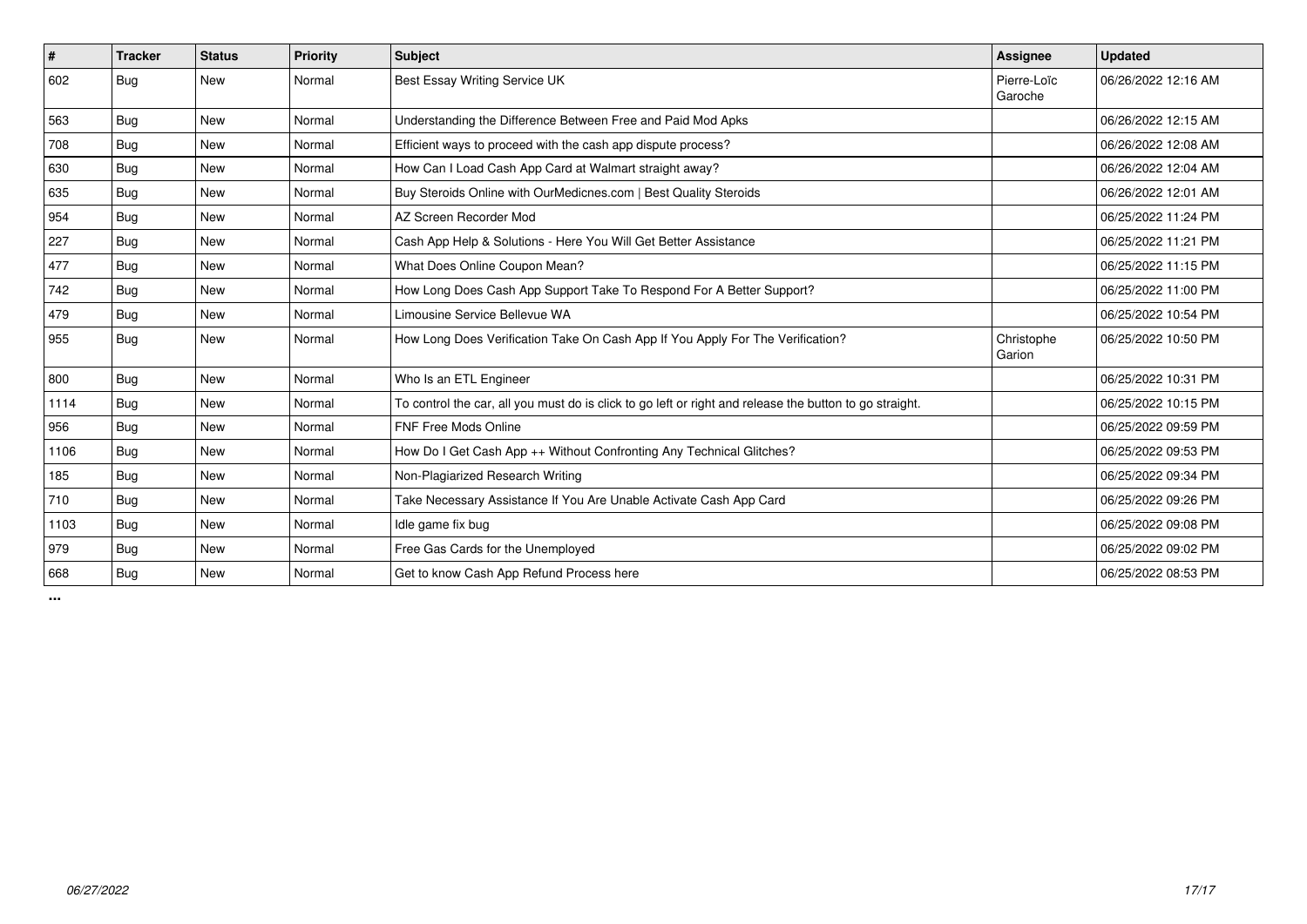| # | Tracker | Status | Priority | Subject | Assignee | Updated |
|---|---|---|---|---|---|---|
| 602 | Bug | New | Normal | Best Essay Writing Service UK | Pierre-Loïc Garoche | 06/26/2022 12:16 AM |
| 563 | Bug | New | Normal | Understanding the Difference Between Free and Paid Mod Apks | | 06/26/2022 12:15 AM |
| 708 | Bug | New | Normal | Efficient ways to proceed with the cash app dispute process? | | 06/26/2022 12:08 AM |
| 630 | Bug | New | Normal | How Can I Load Cash App Card at Walmart straight away? | | 06/26/2022 12:04 AM |
| 635 | Bug | New | Normal | Buy Steroids Online with OurMedicnes.com &#124; Best Quality Steroids | | 06/26/2022 12:01 AM |
| 954 | Bug | New | Normal | AZ Screen Recorder Mod | | 06/25/2022 11:24 PM |
| 227 | Bug | New | Normal | Cash App Help & Solutions - Here You Will Get Better Assistance | | 06/25/2022 11:21 PM |
| 477 | Bug | New | Normal | What Does Online Coupon Mean? | | 06/25/2022 11:15 PM |
| 742 | Bug | New | Normal | How Long Does Cash App Support Take To Respond For A Better Support? | | 06/25/2022 11:00 PM |
| 479 | Bug | New | Normal | Limousine Service Bellevue WA | | 06/25/2022 10:54 PM |
| 955 | Bug | New | Normal | How Long Does Verification Take On Cash App If You Apply For The Verification? | Christophe Garion | 06/25/2022 10:50 PM |
| 800 | Bug | New | Normal | Who Is an ETL Engineer | | 06/25/2022 10:31 PM |
| 1114 | Bug | New | Normal | To control the car, all you must do is click to go left or right and release the button to go straight. | | 06/25/2022 10:15 PM |
| 956 | Bug | New | Normal | FNF Free Mods Online | | 06/25/2022 09:59 PM |
| 1106 | Bug | New | Normal | How Do I Get Cash App ++ Without Confronting Any Technical Glitches? | | 06/25/2022 09:53 PM |
| 185 | Bug | New | Normal | Non-Plagiarized Research Writing | | 06/25/2022 09:34 PM |
| 710 | Bug | New | Normal | Take Necessary Assistance If You Are Unable Activate Cash App Card | | 06/25/2022 09:26 PM |
| 1103 | Bug | New | Normal | Idle game fix bug | | 06/25/2022 09:08 PM |
| 979 | Bug | New | Normal | Free Gas Cards for the Unemployed | | 06/25/2022 09:02 PM |
| 668 | Bug | New | Normal | Get to know Cash App Refund Process here | | 06/25/2022 08:53 PM |

...